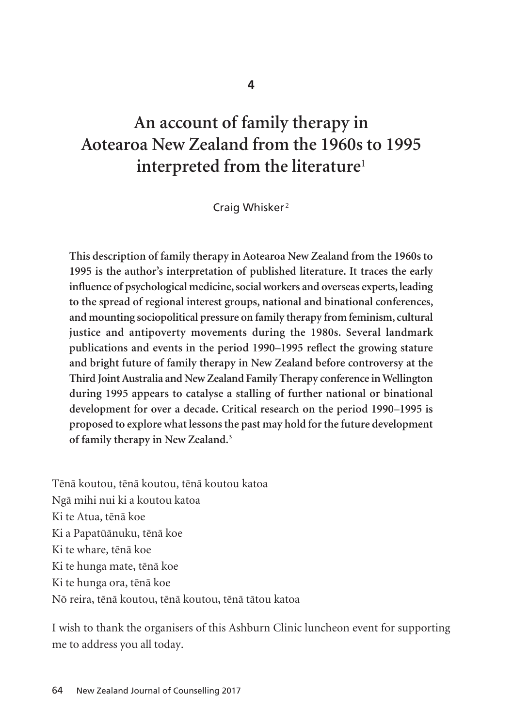4

# An account of family therapy in Aotearoa New Zealand from the 1960s to 1995 interpreted from the literature[1]

Craig Whisker[2]

**This description of family therapy in Aotearoa New Zealand from the 1960s to 1995 is the author's interpretation of published literature. It traces the early influence of psychological medicine, social workers and overseas experts, leading to the spread of regional interest groups, national and binational conferences, and mounting sociopolitical pressure on family therapy from feminism, cultural justice and antipoverty movements during the 1980s. Several landmark publications and events in the period 1990–1995 reflect the growing stature and bright future of family therapy in New Zealand before controversy at the Third Joint Australia and New Zealand Family Therapy conference in Wellington during 1995 appears to catalyse a stalling of further national or binational development for over a decade. Critical research on the period 1990–1995 is proposed to explore what lessons the past may hold for the future development of family therapy in New Zealand.[3]**

Tēnā koutou, tēnā koutou, tēnā koutou katoa  
Ngā mihi nui ki a koutou katoa  
Ki te Atua, tēnā koe  
Ki a Papatūānuku, tēnā koe  
Ki te whare, tēnā koe  
Ki te hunga mate, tēnā koe  
Ki te hunga ora, tēnā koe  
Nō reira, tēnā koutou, tēnā koutou, tēnā tātou katoa

I wish to thank the organisers of this Ashburn Clinic luncheon event for supporting me to address you all today.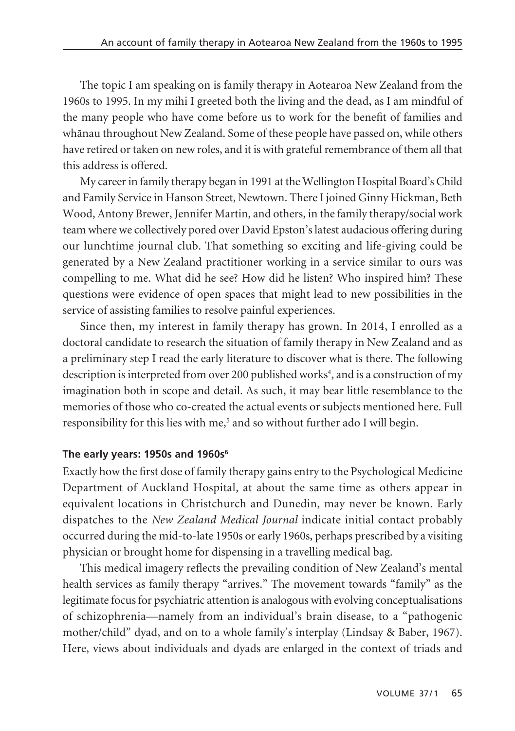The topic I am speaking on is family therapy in Aotearoa New Zealand from the 1960s to 1995. In my mihi I greeted both the living and the dead, as I am mindful of the many people who have come before us to work for the benefit of families and whānau throughout New Zealand. Some of these people have passed on, while others have retired or taken on new roles, and it is with grateful remembrance of them all that this address is offered.

My career in family therapy began in 1991 at the Wellington Hospital Board's Child and Family Service in Hanson Street, Newtown. There I joined Ginny Hickman, Beth Wood, Antony Brewer, Jennifer Martin, and others, in the family therapy/social work team where we collectively pored over David Epston's latest audacious offering during our lunchtime journal club. That something so exciting and life-giving could be generated by a New Zealand practitioner working in a service similar to ours was compelling to me. What did he see? How did he listen? Who inspired him? These questions were evidence of open spaces that might lead to new possibilities in the service of assisting families to resolve painful experiences.

Since then, my interest in family therapy has grown. In 2014, I enrolled as a doctoral candidate to research the situation of family therapy in New Zealand and as a preliminary step I read the early literature to discover what is there. The following description is interpreted from over 200 published works[4], and is a construction of my imagination both in scope and detail. As such, it may bear little resemblance to the memories of those who co-created the actual events or subjects mentioned here. Full responsibility for this lies with me,[5] and so without further ado I will begin.

### The early years: 1950s and 1960s[6]

Exactly how the first dose of family therapy gains entry to the Psychological Medicine Department of Auckland Hospital, at about the same time as others appear in equivalent locations in Christchurch and Dunedin, may never be known. Early dispatches to the *New Zealand Medical Journal* indicate initial contact probably occurred during the mid-to-late 1950s or early 1960s, perhaps prescribed by a visiting physician or brought home for dispensing in a travelling medical bag.

This medical imagery reflects the prevailing condition of New Zealand's mental health services as family therapy "arrives." The movement towards "family" as the legitimate focus for psychiatric attention is analogous with evolving conceptualisations of schizophrenia—namely from an individual's brain disease, to a "pathogenic mother/child" dyad, and on to a whole family's interplay (Lindsay & Baber, 1967). Here, views about individuals and dyads are enlarged in the context of triads and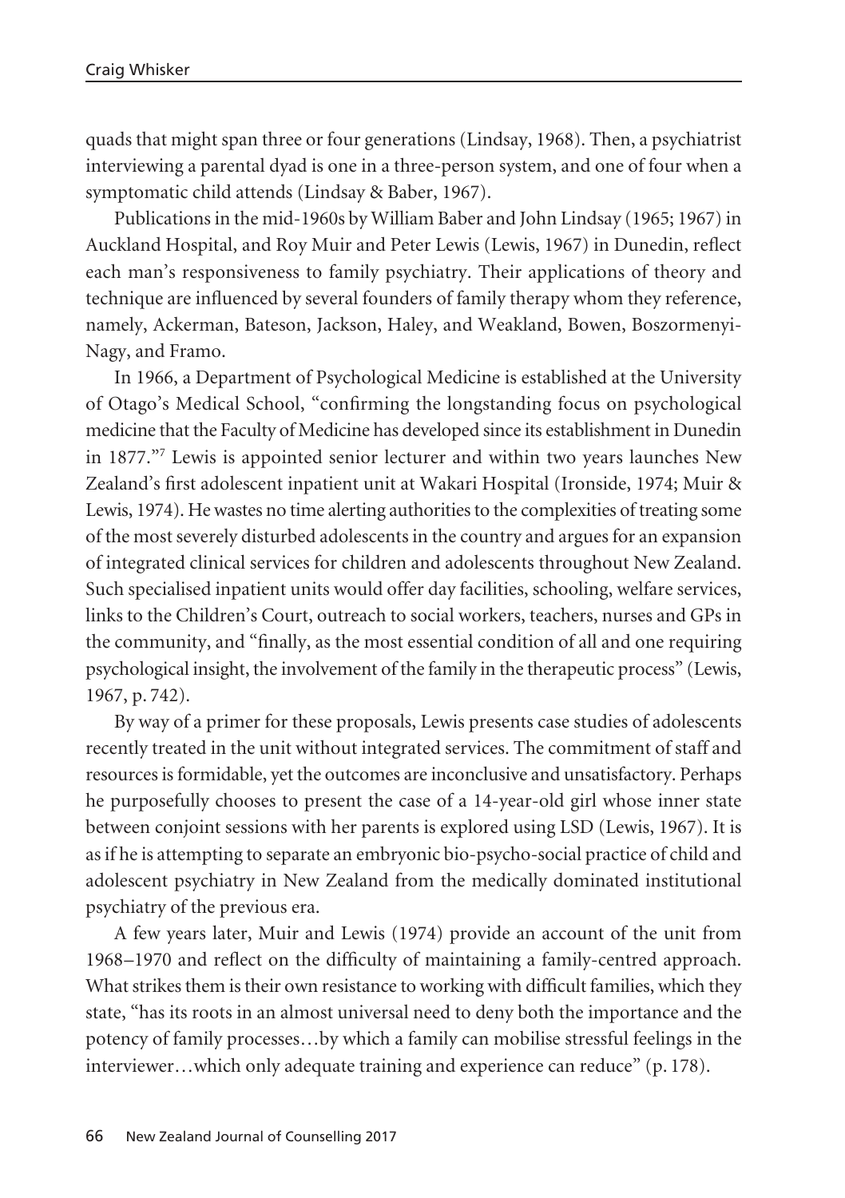quads that might span three or four generations (Lindsay, 1968). Then, a psychiatrist interviewing a parental dyad is one in a three-person system, and one of four when a symptomatic child attends (Lindsay & Baber, 1967).

Publications in the mid-1960s by William Baber and John Lindsay (1965; 1967) in Auckland Hospital, and Roy Muir and Peter Lewis (Lewis, 1967) in Dunedin, reflect each man's responsiveness to family psychiatry. Their applications of theory and technique are influenced by several founders of family therapy whom they reference, namely, Ackerman, Bateson, Jackson, Haley, and Weakland, Bowen, Boszormenyi-Nagy, and Framo.

In 1966, a Department of Psychological Medicine is established at the University of Otago's Medical School, "confirming the longstanding focus on psychological medicine that the Faculty of Medicine has developed since its establishment in Dunedin in 1877."[7] Lewis is appointed senior lecturer and within two years launches New Zealand's first adolescent inpatient unit at Wakari Hospital (Ironside, 1974; Muir & Lewis, 1974). He wastes no time alerting authorities to the complexities of treating some of the most severely disturbed adolescents in the country and argues for an expansion of integrated clinical services for children and adolescents throughout New Zealand. Such specialised inpatient units would offer day facilities, schooling, welfare services, links to the Children's Court, outreach to social workers, teachers, nurses and GPs in the community, and "finally, as the most essential condition of all and one requiring psychological insight, the involvement of the family in the therapeutic process" (Lewis, 1967, p. 742).

By way of a primer for these proposals, Lewis presents case studies of adolescents recently treated in the unit without integrated services. The commitment of staff and resources is formidable, yet the outcomes are inconclusive and unsatisfactory. Perhaps he purposefully chooses to present the case of a 14-year-old girl whose inner state between conjoint sessions with her parents is explored using LSD (Lewis, 1967). It is as if he is attempting to separate an embryonic bio-psycho-social practice of child and adolescent psychiatry in New Zealand from the medically dominated institutional psychiatry of the previous era.

A few years later, Muir and Lewis (1974) provide an account of the unit from 1968–1970 and reflect on the difficulty of maintaining a family-centred approach. What strikes them is their own resistance to working with difficult families, which they state, "has its roots in an almost universal need to deny both the importance and the potency of family processes…by which a family can mobilise stressful feelings in the interviewer…which only adequate training and experience can reduce" (p. 178).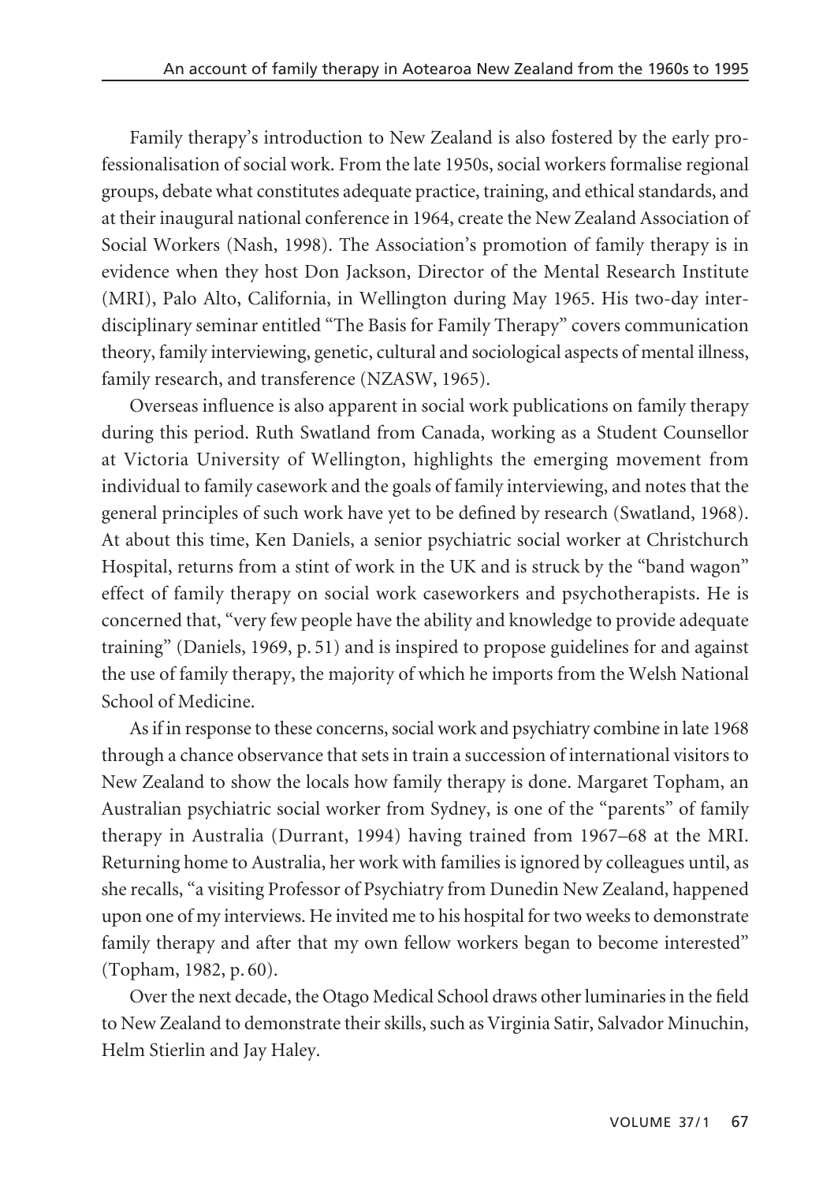Family therapy's introduction to New Zealand is also fostered by the early professionalisation of social work. From the late 1950s, social workers formalise regional groups, debate what constitutes adequate practice, training, and ethical standards, and at their inaugural national conference in 1964, create the New Zealand Association of Social Workers (Nash, 1998). The Association's promotion of family therapy is in evidence when they host Don Jackson, Director of the Mental Research Institute (MRI), Palo Alto, California, in Wellington during May 1965. His two-day interdisciplinary seminar entitled "The Basis for Family Therapy" covers communication theory, family interviewing, genetic, cultural and sociological aspects of mental illness, family research, and transference (NZASW, 1965).

Overseas influence is also apparent in social work publications on family therapy during this period. Ruth Swatland from Canada, working as a Student Counsellor at Victoria University of Wellington, highlights the emerging movement from individual to family casework and the goals of family interviewing, and notes that the general principles of such work have yet to be defined by research (Swatland, 1968). At about this time, Ken Daniels, a senior psychiatric social worker at Christchurch Hospital, returns from a stint of work in the UK and is struck by the "band wagon" effect of family therapy on social work caseworkers and psychotherapists. He is concerned that, "very few people have the ability and knowledge to provide adequate training" (Daniels, 1969, p. 51) and is inspired to propose guidelines for and against the use of family therapy, the majority of which he imports from the Welsh National School of Medicine.

As if in response to these concerns, social work and psychiatry combine in late 1968 through a chance observance that sets in train a succession of international visitors to New Zealand to show the locals how family therapy is done. Margaret Topham, an Australian psychiatric social worker from Sydney, is one of the "parents" of family therapy in Australia (Durrant, 1994) having trained from 1967–68 at the MRI. Returning home to Australia, her work with families is ignored by colleagues until, as she recalls, "a visiting Professor of Psychiatry from Dunedin New Zealand, happened upon one of my interviews. He invited me to his hospital for two weeks to demonstrate family therapy and after that my own fellow workers began to become interested" (Topham, 1982, p. 60).

Over the next decade, the Otago Medical School draws other luminaries in the field to New Zealand to demonstrate their skills, such as Virginia Satir, Salvador Minuchin, Helm Stierlin and Jay Haley.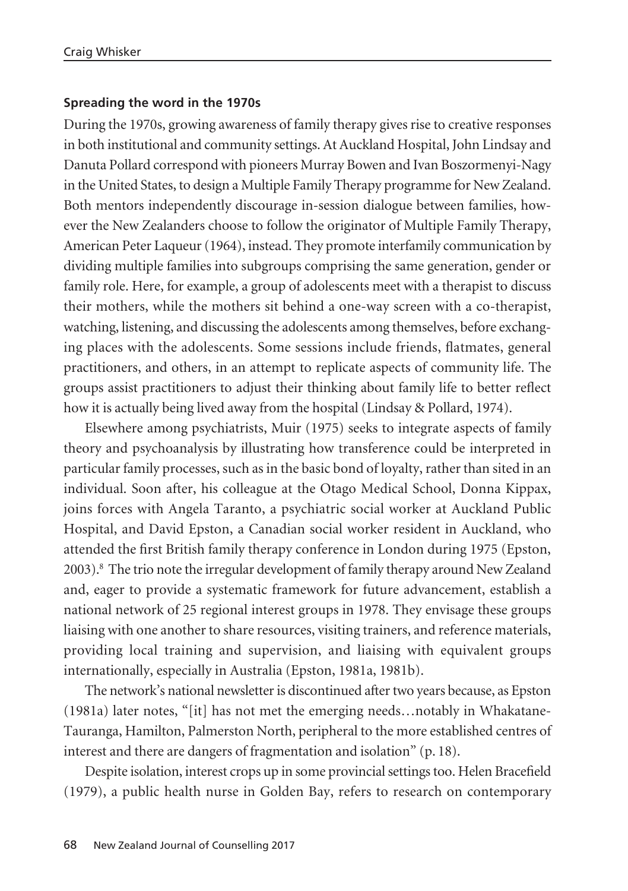**Spreading the word in the 1970s**

During the 1970s, growing awareness of family therapy gives rise to creative responses in both institutional and community settings. At Auckland Hospital, John Lindsay and Danuta Pollard correspond with pioneers Murray Bowen and Ivan Boszormenyi-Nagy in the United States, to design a Multiple Family Therapy programme for New Zealand. Both mentors independently discourage in-session dialogue between families, however the New Zealanders choose to follow the originator of Multiple Family Therapy, American Peter Laqueur (1964), instead. They promote interfamily communication by dividing multiple families into subgroups comprising the same generation, gender or family role. Here, for example, a group of adolescents meet with a therapist to discuss their mothers, while the mothers sit behind a one-way screen with a co-therapist, watching, listening, and discussing the adolescents among themselves, before exchanging places with the adolescents. Some sessions include friends, flatmates, general practitioners, and others, in an attempt to replicate aspects of community life. The groups assist practitioners to adjust their thinking about family life to better reflect how it is actually being lived away from the hospital (Lindsay & Pollard, 1974).

Elsewhere among psychiatrists, Muir (1975) seeks to integrate aspects of family theory and psychoanalysis by illustrating how transference could be interpreted in particular family processes, such as in the basic bond of loyalty, rather than sited in an individual. Soon after, his colleague at the Otago Medical School, Donna Kippax, joins forces with Angela Taranto, a psychiatric social worker at Auckland Public Hospital, and David Epston, a Canadian social worker resident in Auckland, who attended the first British family therapy conference in London during 1975 (Epston, 2003).[8] The trio note the irregular development of family therapy around New Zealand and, eager to provide a systematic framework for future advancement, establish a national network of 25 regional interest groups in 1978. They envisage these groups liaising with one another to share resources, visiting trainers, and reference materials, providing local training and supervision, and liaising with equivalent groups internationally, especially in Australia (Epston, 1981a, 1981b).

The network's national newsletter is discontinued after two years because, as Epston (1981a) later notes, "[it] has not met the emerging needs…notably in Whakatane-Tauranga, Hamilton, Palmerston North, peripheral to the more established centres of interest and there are dangers of fragmentation and isolation" (p. 18).

Despite isolation, interest crops up in some provincial settings too. Helen Bracefield (1979), a public health nurse in Golden Bay, refers to research on contemporary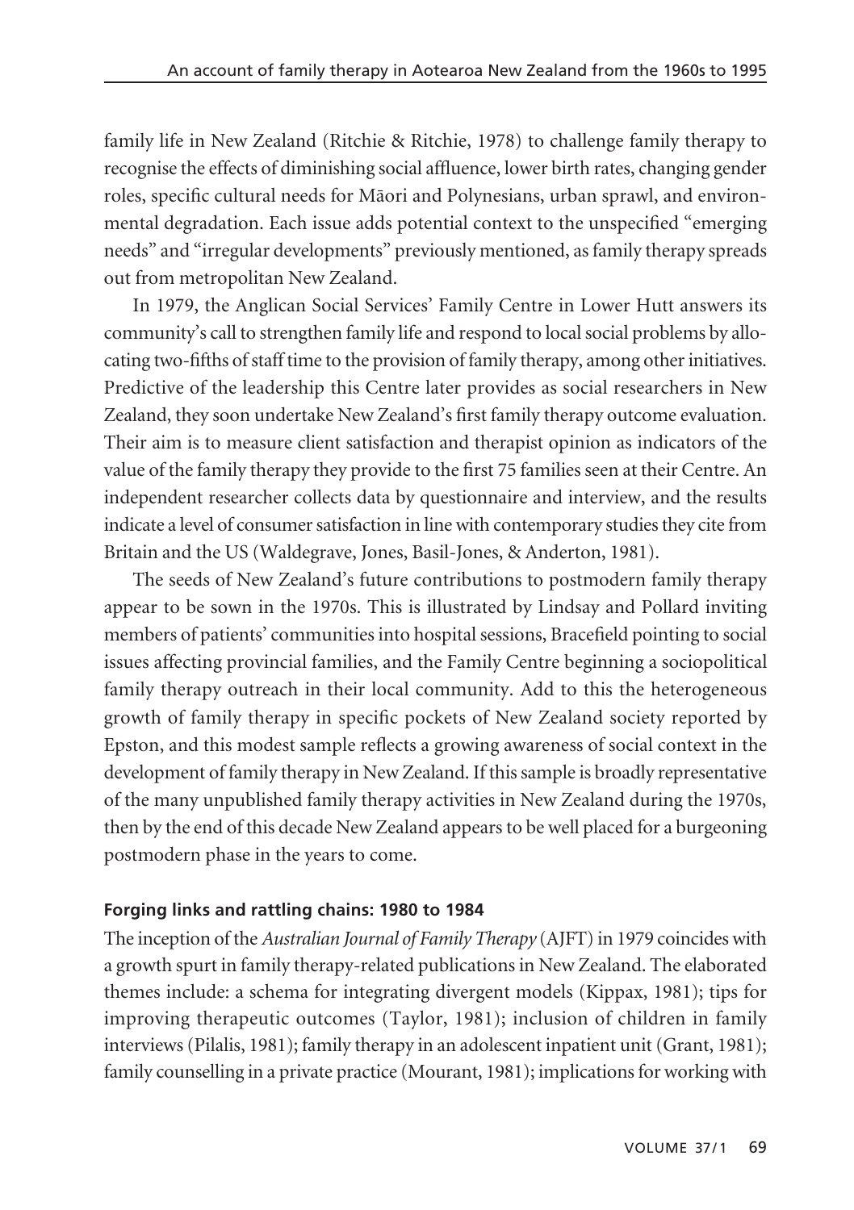family life in New Zealand (Ritchie & Ritchie, 1978) to challenge family therapy to recognise the effects of diminishing social affluence, lower birth rates, changing gender roles, specific cultural needs for Māori and Polynesians, urban sprawl, and environmental degradation. Each issue adds potential context to the unspecified "emerging needs" and "irregular developments" previously mentioned, as family therapy spreads out from metropolitan New Zealand.

In 1979, the Anglican Social Services' Family Centre in Lower Hutt answers its community's call to strengthen family life and respond to local social problems by allocating two-fifths of staff time to the provision of family therapy, among other initiatives. Predictive of the leadership this Centre later provides as social researchers in New Zealand, they soon undertake New Zealand's first family therapy outcome evaluation. Their aim is to measure client satisfaction and therapist opinion as indicators of the value of the family therapy they provide to the first 75 families seen at their Centre. An independent researcher collects data by questionnaire and interview, and the results indicate a level of consumer satisfaction in line with contemporary studies they cite from Britain and the US (Waldegrave, Jones, Basil-Jones, & Anderton, 1981).

The seeds of New Zealand's future contributions to postmodern family therapy appear to be sown in the 1970s. This is illustrated by Lindsay and Pollard inviting members of patients' communities into hospital sessions, Bracefield pointing to social issues affecting provincial families, and the Family Centre beginning a sociopolitical family therapy outreach in their local community. Add to this the heterogeneous growth of family therapy in specific pockets of New Zealand society reported by Epston, and this modest sample reflects a growing awareness of social context in the development of family therapy in New Zealand. If this sample is broadly representative of the many unpublished family therapy activities in New Zealand during the 1970s, then by the end of this decade New Zealand appears to be well placed for a burgeoning postmodern phase in the years to come.

#### Forging links and rattling chains: 1980 to 1984

The inception of the *Australian Journal of Family Therapy* (AJFT) in 1979 coincides with a growth spurt in family therapy-related publications in New Zealand. The elaborated themes include: a schema for integrating divergent models (Kippax, 1981); tips for improving therapeutic outcomes (Taylor, 1981); inclusion of children in family interviews (Pilalis, 1981); family therapy in an adolescent inpatient unit (Grant, 1981); family counselling in a private practice (Mourant, 1981); implications for working with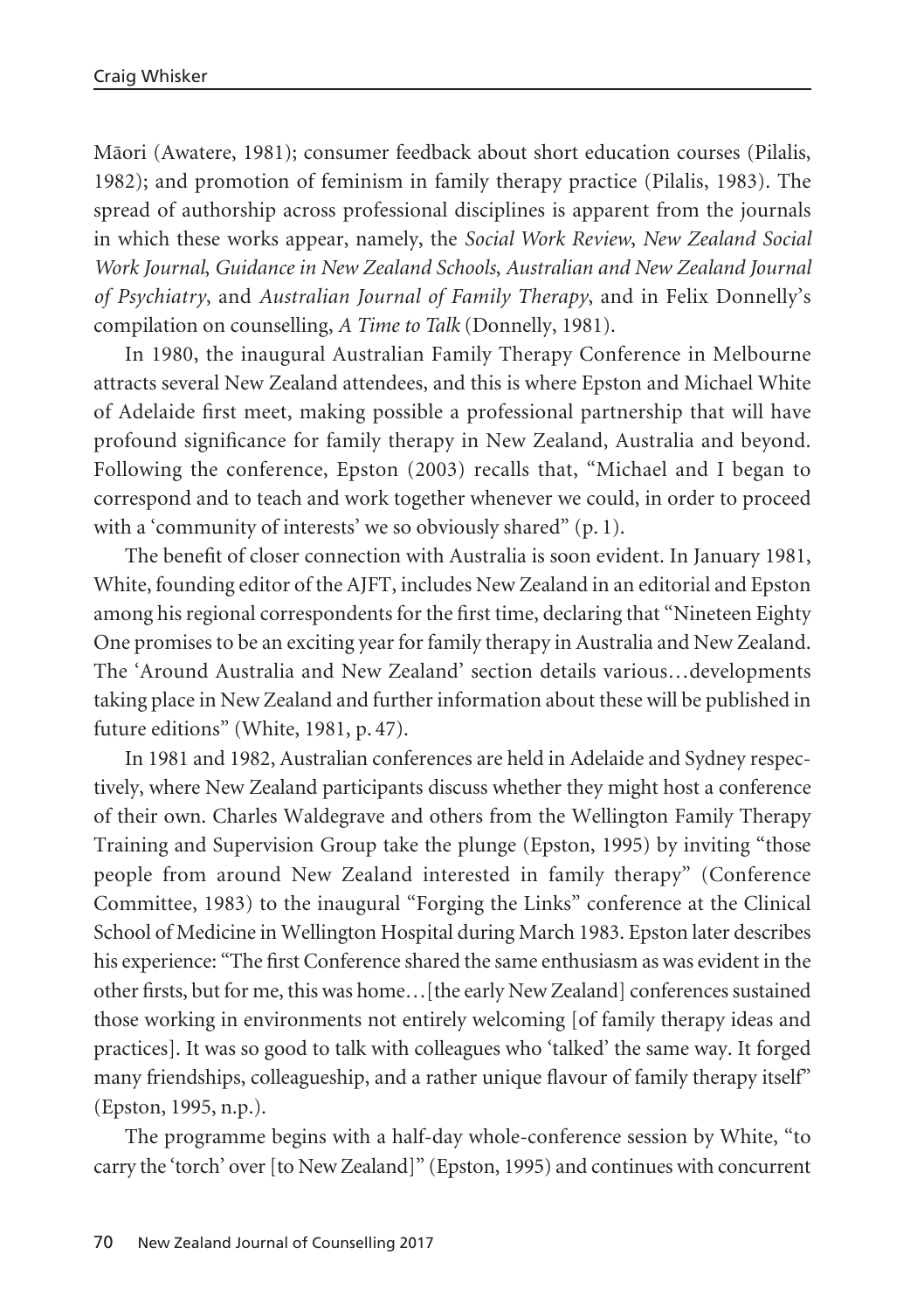Māori (Awatere, 1981); consumer feedback about short education courses (Pilalis, 1982); and promotion of feminism in family therapy practice (Pilalis, 1983). The spread of authorship across professional disciplines is apparent from the journals in which these works appear, namely, the *Social Work Review*, *New Zealand Social Work Journal*, *Guidance in New Zealand Schools*, *Australian and New Zealand Journal of Psychiatry*, and *Australian Journal of Family Therapy*, and in Felix Donnelly's compilation on counselling, *A Time to Talk* (Donnelly, 1981).

In 1980, the inaugural Australian Family Therapy Conference in Melbourne attracts several New Zealand attendees, and this is where Epston and Michael White of Adelaide first meet, making possible a professional partnership that will have profound significance for family therapy in New Zealand, Australia and beyond. Following the conference, Epston (2003) recalls that, "Michael and I began to correspond and to teach and work together whenever we could, in order to proceed with a 'community of interests' we so obviously shared" (p. 1).

The benefit of closer connection with Australia is soon evident. In January 1981, White, founding editor of the AJFT, includes New Zealand in an editorial and Epston among his regional correspondents for the first time, declaring that "Nineteen Eighty One promises to be an exciting year for family therapy in Australia and New Zealand. The 'Around Australia and New Zealand' section details various…developments taking place in New Zealand and further information about these will be published in future editions" (White, 1981, p. 47).

In 1981 and 1982, Australian conferences are held in Adelaide and Sydney respectively, where New Zealand participants discuss whether they might host a conference of their own. Charles Waldegrave and others from the Wellington Family Therapy Training and Supervision Group take the plunge (Epston, 1995) by inviting "those people from around New Zealand interested in family therapy" (Conference Committee, 1983) to the inaugural "Forging the Links" conference at the Clinical School of Medicine in Wellington Hospital during March 1983. Epston later describes his experience: "The first Conference shared the same enthusiasm as was evident in the other firsts, but for me, this was home…[the early New Zealand] conferences sustained those working in environments not entirely welcoming [of family therapy ideas and practices]. It was so good to talk with colleagues who 'talked' the same way. It forged many friendships, colleagueship, and a rather unique flavour of family therapy itself" (Epston, 1995, n.p.).

The programme begins with a half-day whole-conference session by White, "to carry the 'torch' over [to New Zealand]" (Epston, 1995) and continues with concurrent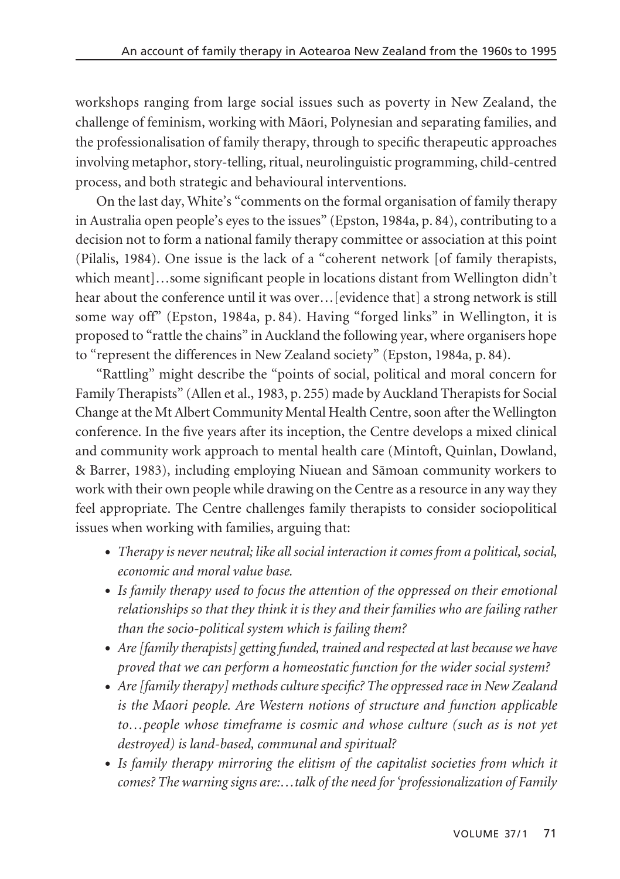workshops ranging from large social issues such as poverty in New Zealand, the challenge of feminism, working with Māori, Polynesian and separating families, and the professionalisation of family therapy, through to specific therapeutic approaches involving metaphor, story-telling, ritual, neurolinguistic programming, child-centred process, and both strategic and behavioural interventions.

On the last day, White's "comments on the formal organisation of family therapy in Australia open people's eyes to the issues" (Epston, 1984a, p. 84), contributing to a decision not to form a national family therapy committee or association at this point (Pilalis, 1984). One issue is the lack of a "coherent network [of family therapists, which meant]…some significant people in locations distant from Wellington didn't hear about the conference until it was over…[evidence that] a strong network is still some way off" (Epston, 1984a, p. 84). Having "forged links" in Wellington, it is proposed to "rattle the chains" in Auckland the following year, where organisers hope to "represent the differences in New Zealand society" (Epston, 1984a, p. 84).

"Rattling" might describe the "points of social, political and moral concern for Family Therapists" (Allen et al., 1983, p. 255) made by Auckland Therapists for Social Change at the Mt Albert Community Mental Health Centre, soon after the Wellington conference. In the five years after its inception, the Centre develops a mixed clinical and community work approach to mental health care (Mintoft, Quinlan, Dowland, & Barrer, 1983), including employing Niuean and Sāmoan community workers to work with their own people while drawing on the Centre as a resource in any way they feel appropriate. The Centre challenges family therapists to consider sociopolitical issues when working with families, arguing that:

- *Therapy is never neutral; like all social interaction it comes from a political, social, economic and moral value base.*
- *Is family therapy used to focus the attention of the oppressed on their emotional relationships so that they think it is they and their families who are failing rather than the socio-political system which is failing them?*
- *Are [family therapists] getting funded, trained and respected at last because we have proved that we can perform a homeostatic function for the wider social system?*
- *Are [family therapy] methods culture specific? The oppressed race in New Zealand is the Maori people. Are Western notions of structure and function applicable to…people whose timeframe is cosmic and whose culture (such as is not yet destroyed) is land-based, communal and spiritual?*
- *Is family therapy mirroring the elitism of the capitalist societies from which it comes? The warning signs are:…talk of the need for 'professionalization of Family*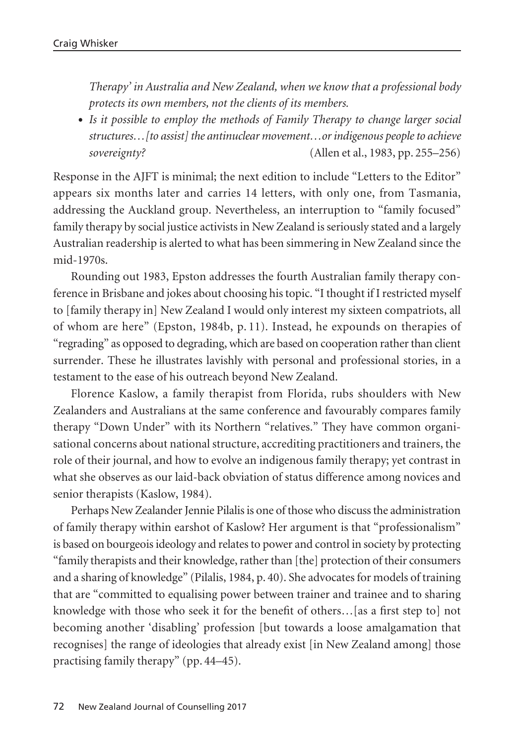*Therapy' in Australia and New Zealand, when we know that a professional body protects its own members, not the clients of its members.*

- *Is it possible to employ the methods of Family Therapy to change larger social structures…[to assist] the antinuclear movement…or indigenous people to achieve sovereignty?* (Allen et al., 1983, pp. 255–256)

Response in the AJFT is minimal; the next edition to include "Letters to the Editor" appears six months later and carries 14 letters, with only one, from Tasmania, addressing the Auckland group. Nevertheless, an interruption to "family focused" family therapy by social justice activists in New Zealand is seriously stated and a largely Australian readership is alerted to what has been simmering in New Zealand since the mid-1970s.

Rounding out 1983, Epston addresses the fourth Australian family therapy conference in Brisbane and jokes about choosing his topic. "I thought if I restricted myself to [family therapy in] New Zealand I would only interest my sixteen compatriots, all of whom are here" (Epston, 1984b, p. 11). Instead, he expounds on therapies of "regrading" as opposed to degrading, which are based on cooperation rather than client surrender. These he illustrates lavishly with personal and professional stories, in a testament to the ease of his outreach beyond New Zealand.

Florence Kaslow, a family therapist from Florida, rubs shoulders with New Zealanders and Australians at the same conference and favourably compares family therapy "Down Under" with its Northern "relatives." They have common organisational concerns about national structure, accrediting practitioners and trainers, the role of their journal, and how to evolve an indigenous family therapy; yet contrast in what she observes as our laid-back obviation of status difference among novices and senior therapists (Kaslow, 1984).

Perhaps New Zealander Jennie Pilalis is one of those who discuss the administration of family therapy within earshot of Kaslow? Her argument is that "professionalism" is based on bourgeois ideology and relates to power and control in society by protecting "family therapists and their knowledge, rather than [the] protection of their consumers and a sharing of knowledge" (Pilalis, 1984, p. 40). She advocates for models of training that are "committed to equalising power between trainer and trainee and to sharing knowledge with those who seek it for the benefit of others…[as a first step to] not becoming another 'disabling' profession [but towards a loose amalgamation that recognises] the range of ideologies that already exist [in New Zealand among] those practising family therapy" (pp. 44–45).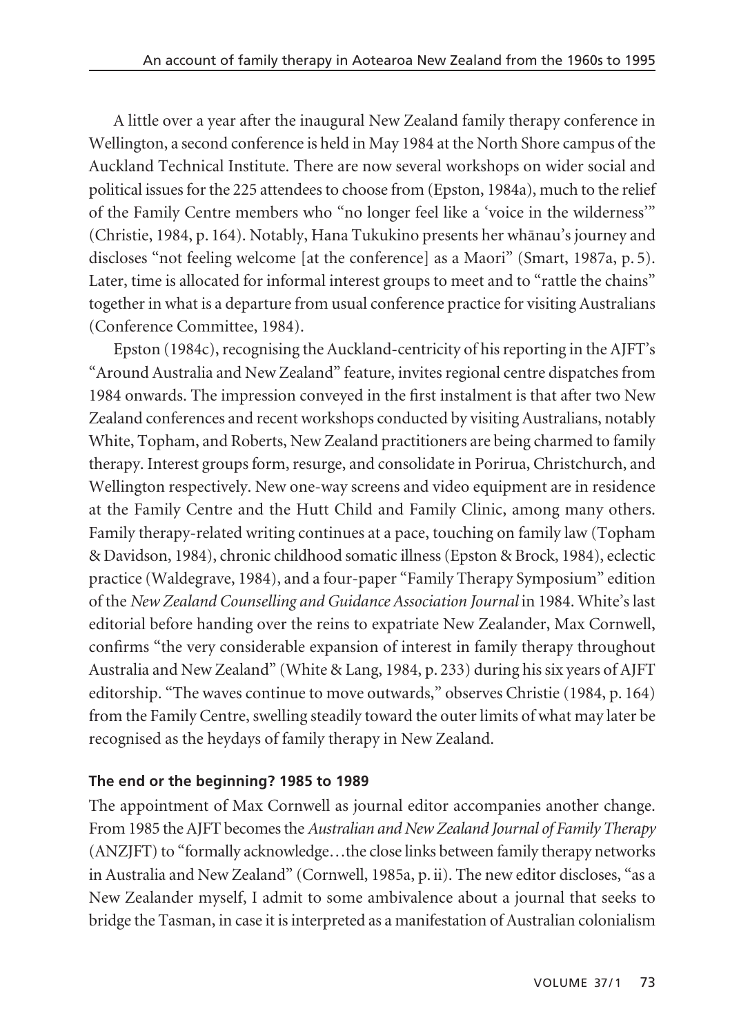A little over a year after the inaugural New Zealand family therapy conference in Wellington, a second conference is held in May 1984 at the North Shore campus of the Auckland Technical Institute. There are now several workshops on wider social and political issues for the 225 attendees to choose from (Epston, 1984a), much to the relief of the Family Centre members who "no longer feel like a 'voice in the wilderness'" (Christie, 1984, p. 164). Notably, Hana Tukukino presents her whānau's journey and discloses "not feeling welcome [at the conference] as a Maori" (Smart, 1987a, p. 5). Later, time is allocated for informal interest groups to meet and to "rattle the chains" together in what is a departure from usual conference practice for visiting Australians (Conference Committee, 1984).

Epston (1984c), recognising the Auckland-centricity of his reporting in the AJFT's "Around Australia and New Zealand" feature, invites regional centre dispatches from 1984 onwards. The impression conveyed in the first instalment is that after two New Zealand conferences and recent workshops conducted by visiting Australians, notably White, Topham, and Roberts, New Zealand practitioners are being charmed to family therapy. Interest groups form, resurge, and consolidate in Porirua, Christchurch, and Wellington respectively. New one-way screens and video equipment are in residence at the Family Centre and the Hutt Child and Family Clinic, among many others. Family therapy-related writing continues at a pace, touching on family law (Topham & Davidson, 1984), chronic childhood somatic illness (Epston & Brock, 1984), eclectic practice (Waldegrave, 1984), and a four-paper "Family Therapy Symposium" edition of the *New Zealand Counselling and Guidance Association Journal* in 1984. White's last editorial before handing over the reins to expatriate New Zealander, Max Cornwell, confirms "the very considerable expansion of interest in family therapy throughout Australia and New Zealand" (White & Lang, 1984, p. 233) during his six years of AJFT editorship. "The waves continue to move outwards," observes Christie (1984, p. 164) from the Family Centre, swelling steadily toward the outer limits of what may later be recognised as the heydays of family therapy in New Zealand.

### The end or the beginning? 1985 to 1989

The appointment of Max Cornwell as journal editor accompanies another change. From 1985 the AJFT becomes the *Australian and New Zealand Journal of Family Therapy* (ANZJFT) to "formally acknowledge…the close links between family therapy networks in Australia and New Zealand" (Cornwell, 1985a, p. ii). The new editor discloses, "as a New Zealander myself, I admit to some ambivalence about a journal that seeks to bridge the Tasman, in case it is interpreted as a manifestation of Australian colonialism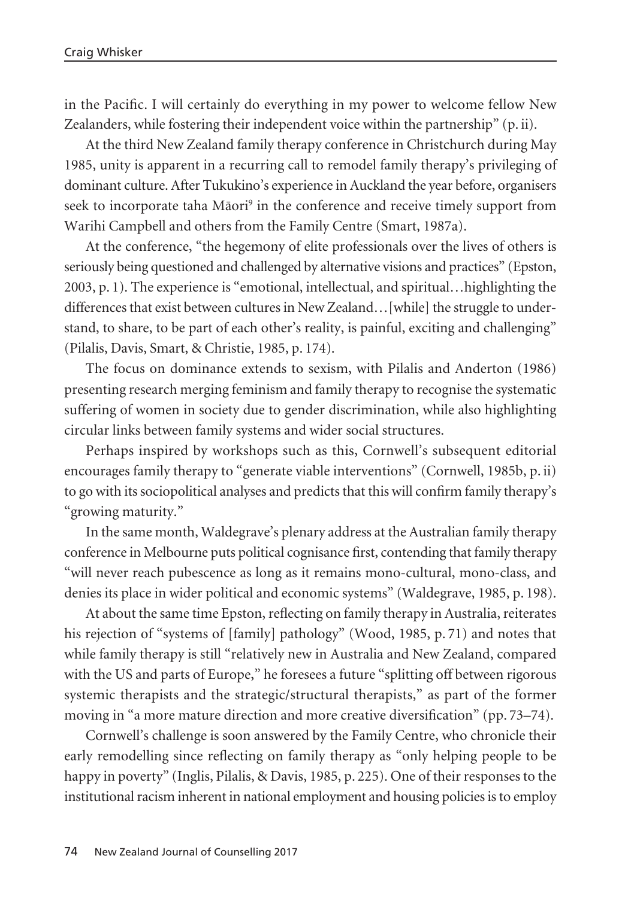in the Pacific. I will certainly do everything in my power to welcome fellow New Zealanders, while fostering their independent voice within the partnership" (p. ii).

At the third New Zealand family therapy conference in Christchurch during May 1985, unity is apparent in a recurring call to remodel family therapy's privileging of dominant culture. After Tukukino's experience in Auckland the year before, organisers seek to incorporate taha Māori[9] in the conference and receive timely support from Warihi Campbell and others from the Family Centre (Smart, 1987a).

At the conference, "the hegemony of elite professionals over the lives of others is seriously being questioned and challenged by alternative visions and practices" (Epston, 2003, p. 1). The experience is "emotional, intellectual, and spiritual…highlighting the differences that exist between cultures in New Zealand…[while] the struggle to understand, to share, to be part of each other's reality, is painful, exciting and challenging" (Pilalis, Davis, Smart, & Christie, 1985, p. 174).

The focus on dominance extends to sexism, with Pilalis and Anderton (1986) presenting research merging feminism and family therapy to recognise the systematic suffering of women in society due to gender discrimination, while also highlighting circular links between family systems and wider social structures.

Perhaps inspired by workshops such as this, Cornwell's subsequent editorial encourages family therapy to "generate viable interventions" (Cornwell, 1985b, p. ii) to go with its sociopolitical analyses and predicts that this will confirm family therapy's "growing maturity."

In the same month, Waldegrave's plenary address at the Australian family therapy conference in Melbourne puts political cognisance first, contending that family therapy "will never reach pubescence as long as it remains mono-cultural, mono-class, and denies its place in wider political and economic systems" (Waldegrave, 1985, p. 198).

At about the same time Epston, reflecting on family therapy in Australia, reiterates his rejection of "systems of [family] pathology" (Wood, 1985, p. 71) and notes that while family therapy is still "relatively new in Australia and New Zealand, compared with the US and parts of Europe," he foresees a future "splitting off between rigorous systemic therapists and the strategic/structural therapists," as part of the former moving in "a more mature direction and more creative diversification" (pp. 73–74).

Cornwell's challenge is soon answered by the Family Centre, who chronicle their early remodelling since reflecting on family therapy as "only helping people to be happy in poverty" (Inglis, Pilalis, & Davis, 1985, p. 225). One of their responses to the institutional racism inherent in national employment and housing policies is to employ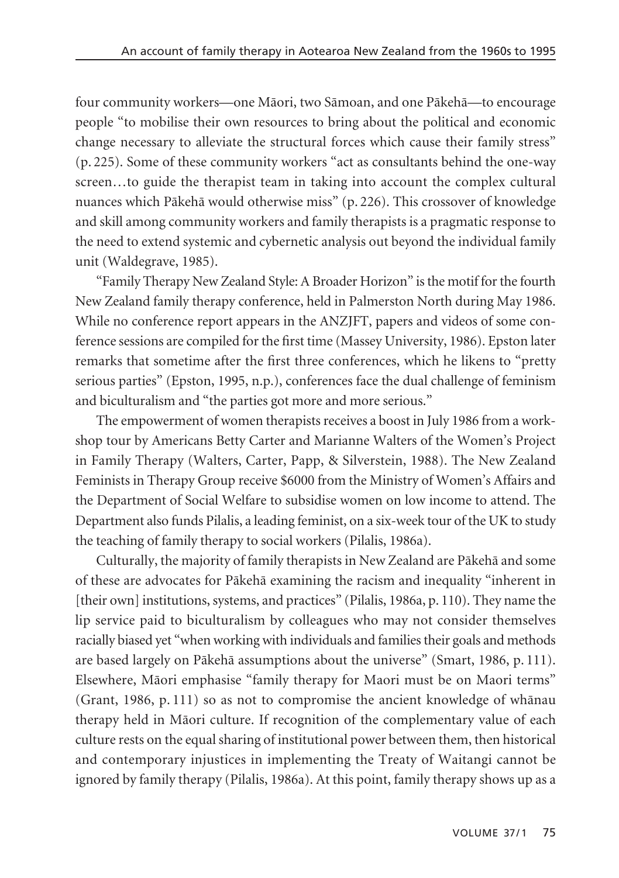four community workers—one Māori, two Sāmoan, and one Pākehā—to encourage people "to mobilise their own resources to bring about the political and economic change necessary to alleviate the structural forces which cause their family stress" (p. 225). Some of these community workers "act as consultants behind the one-way screen…to guide the therapist team in taking into account the complex cultural nuances which Pākehā would otherwise miss" (p. 226). This crossover of knowledge and skill among community workers and family therapists is a pragmatic response to the need to extend systemic and cybernetic analysis out beyond the individual family unit (Waldegrave, 1985).

"Family Therapy New Zealand Style: A Broader Horizon" is the motif for the fourth New Zealand family therapy conference, held in Palmerston North during May 1986. While no conference report appears in the ANZJFT, papers and videos of some conference sessions are compiled for the first time (Massey University, 1986). Epston later remarks that sometime after the first three conferences, which he likens to "pretty serious parties" (Epston, 1995, n.p.), conferences face the dual challenge of feminism and biculturalism and "the parties got more and more serious."

The empowerment of women therapists receives a boost in July 1986 from a workshop tour by Americans Betty Carter and Marianne Walters of the Women's Project in Family Therapy (Walters, Carter, Papp, & Silverstein, 1988). The New Zealand Feminists in Therapy Group receive $6000 from the Ministry of Women's Affairs and the Department of Social Welfare to subsidise women on low income to attend. The Department also funds Pilalis, a leading feminist, on a six-week tour of the UK to study the teaching of family therapy to social workers (Pilalis, 1986a).

Culturally, the majority of family therapists in New Zealand are Pākehā and some of these are advocates for Pākehā examining the racism and inequality "inherent in [their own] institutions, systems, and practices" (Pilalis, 1986a, p. 110). They name the lip service paid to biculturalism by colleagues who may not consider themselves racially biased yet "when working with individuals and families their goals and methods are based largely on Pākehā assumptions about the universe" (Smart, 1986, p. 111). Elsewhere, Māori emphasise "family therapy for Maori must be on Maori terms" (Grant, 1986, p. 111) so as not to compromise the ancient knowledge of whānau therapy held in Māori culture. If recognition of the complementary value of each culture rests on the equal sharing of institutional power between them, then historical and contemporary injustices in implementing the Treaty of Waitangi cannot be ignored by family therapy (Pilalis, 1986a). At this point, family therapy shows up as a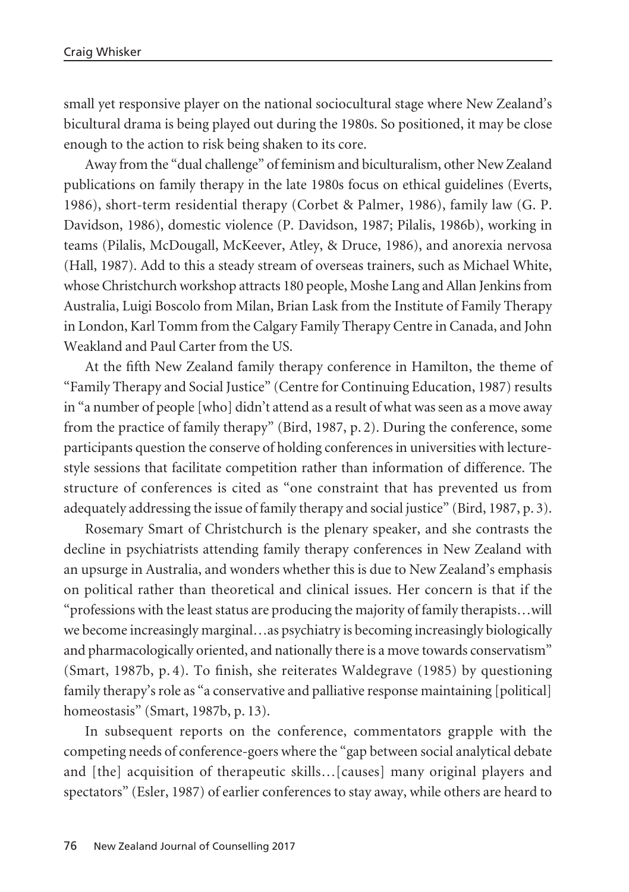small yet responsive player on the national sociocultural stage where New Zealand's bicultural drama is being played out during the 1980s. So positioned, it may be close enough to the action to risk being shaken to its core.

Away from the "dual challenge" of feminism and biculturalism, other New Zealand publications on family therapy in the late 1980s focus on ethical guidelines (Everts, 1986), short-term residential therapy (Corbet & Palmer, 1986), family law (G. P. Davidson, 1986), domestic violence (P. Davidson, 1987; Pilalis, 1986b), working in teams (Pilalis, McDougall, McKeever, Atley, & Druce, 1986), and anorexia nervosa (Hall, 1987). Add to this a steady stream of overseas trainers, such as Michael White, whose Christchurch workshop attracts 180 people, Moshe Lang and Allan Jenkins from Australia, Luigi Boscolo from Milan, Brian Lask from the Institute of Family Therapy in London, Karl Tomm from the Calgary Family Therapy Centre in Canada, and John Weakland and Paul Carter from the US.

At the fifth New Zealand family therapy conference in Hamilton, the theme of "Family Therapy and Social Justice" (Centre for Continuing Education, 1987) results in "a number of people [who] didn't attend as a result of what was seen as a move away from the practice of family therapy" (Bird, 1987, p. 2). During the conference, some participants question the conserve of holding conferences in universities with lecture-style sessions that facilitate competition rather than information of difference. The structure of conferences is cited as "one constraint that has prevented us from adequately addressing the issue of family therapy and social justice" (Bird, 1987, p. 3).

Rosemary Smart of Christchurch is the plenary speaker, and she contrasts the decline in psychiatrists attending family therapy conferences in New Zealand with an upsurge in Australia, and wonders whether this is due to New Zealand's emphasis on political rather than theoretical and clinical issues. Her concern is that if the "professions with the least status are producing the majority of family therapists…will we become increasingly marginal…as psychiatry is becoming increasingly biologically and pharmacologically oriented, and nationally there is a move towards conservatism" (Smart, 1987b, p. 4). To finish, she reiterates Waldegrave (1985) by questioning family therapy's role as "a conservative and palliative response maintaining [political] homeostasis" (Smart, 1987b, p. 13).

In subsequent reports on the conference, commentators grapple with the competing needs of conference-goers where the "gap between social analytical debate and [the] acquisition of therapeutic skills…[causes] many original players and spectators" (Esler, 1987) of earlier conferences to stay away, while others are heard to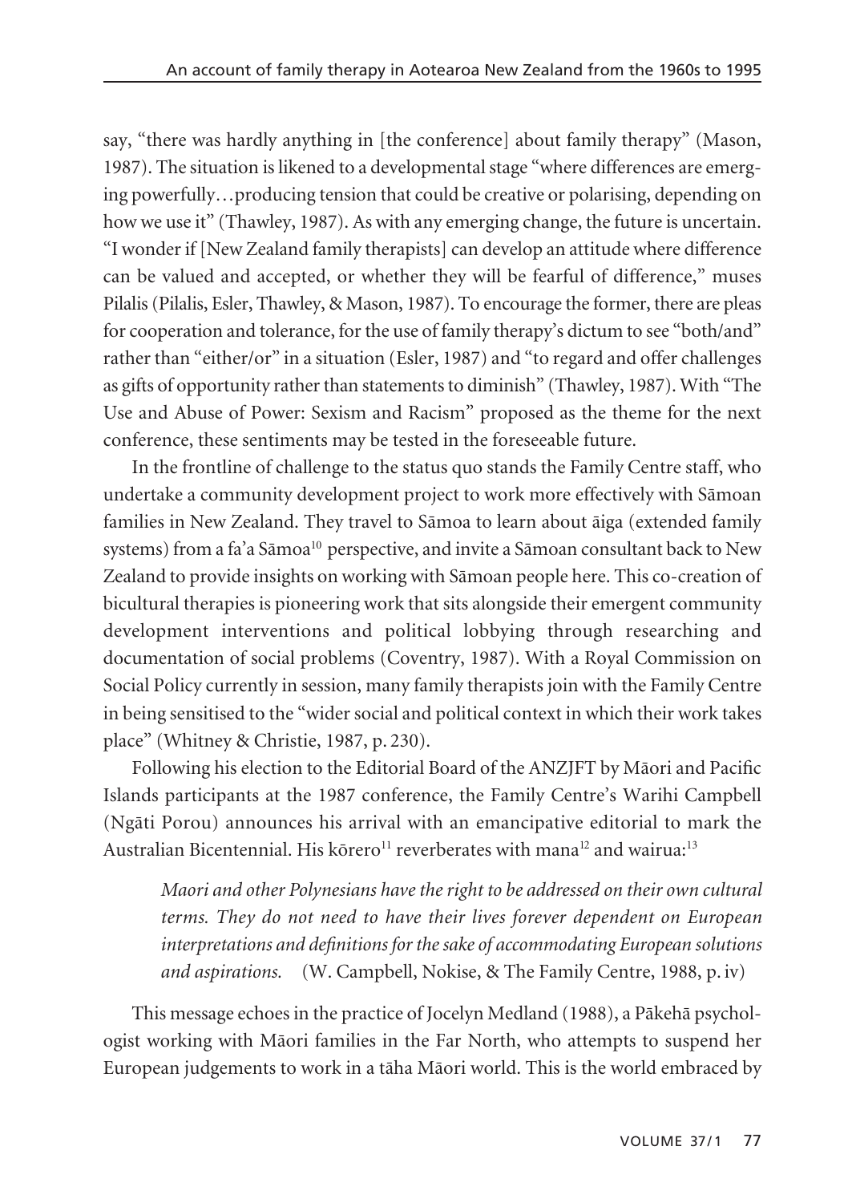say, "there was hardly anything in [the conference] about family therapy" (Mason, 1987). The situation is likened to a developmental stage "where differences are emerging powerfully…producing tension that could be creative or polarising, depending on how we use it" (Thawley, 1987). As with any emerging change, the future is uncertain. "I wonder if [New Zealand family therapists] can develop an attitude where difference can be valued and accepted, or whether they will be fearful of difference," muses Pilalis (Pilalis, Esler, Thawley, & Mason, 1987). To encourage the former, there are pleas for cooperation and tolerance, for the use of family therapy's dictum to see "both/and" rather than "either/or" in a situation (Esler, 1987) and "to regard and offer challenges as gifts of opportunity rather than statements to diminish" (Thawley, 1987). With "The Use and Abuse of Power: Sexism and Racism" proposed as the theme for the next conference, these sentiments may be tested in the foreseeable future.

In the frontline of challenge to the status quo stands the Family Centre staff, who undertake a community development project to work more effectively with Sāmoan families in New Zealand. They travel to Sāmoa to learn about āiga (extended family systems) from a fa'a Sāmoa[10] perspective, and invite a Sāmoan consultant back to New Zealand to provide insights on working with Sāmoan people here. This co-creation of bicultural therapies is pioneering work that sits alongside their emergent community development interventions and political lobbying through researching and documentation of social problems (Coventry, 1987). With a Royal Commission on Social Policy currently in session, many family therapists join with the Family Centre in being sensitised to the "wider social and political context in which their work takes place" (Whitney & Christie, 1987, p. 230).

Following his election to the Editorial Board of the ANZJFT by Māori and Pacific Islands participants at the 1987 conference, the Family Centre's Warihi Campbell (Ngāti Porou) announces his arrival with an emancipative editorial to mark the Australian Bicentennial. His kōrero[11] reverberates with mana[12] and wairua:[13]

> *Maori and other Polynesians have the right to be addressed on their own cultural terms. They do not need to have their lives forever dependent on European interpretations and definitions for the sake of accommodating European solutions and aspirations.* (W. Campbell, Nokise, & The Family Centre, 1988, p. iv)

This message echoes in the practice of Jocelyn Medland (1988), a Pākehā psychologist working with Māori families in the Far North, who attempts to suspend her European judgements to work in a tāha Māori world. This is the world embraced by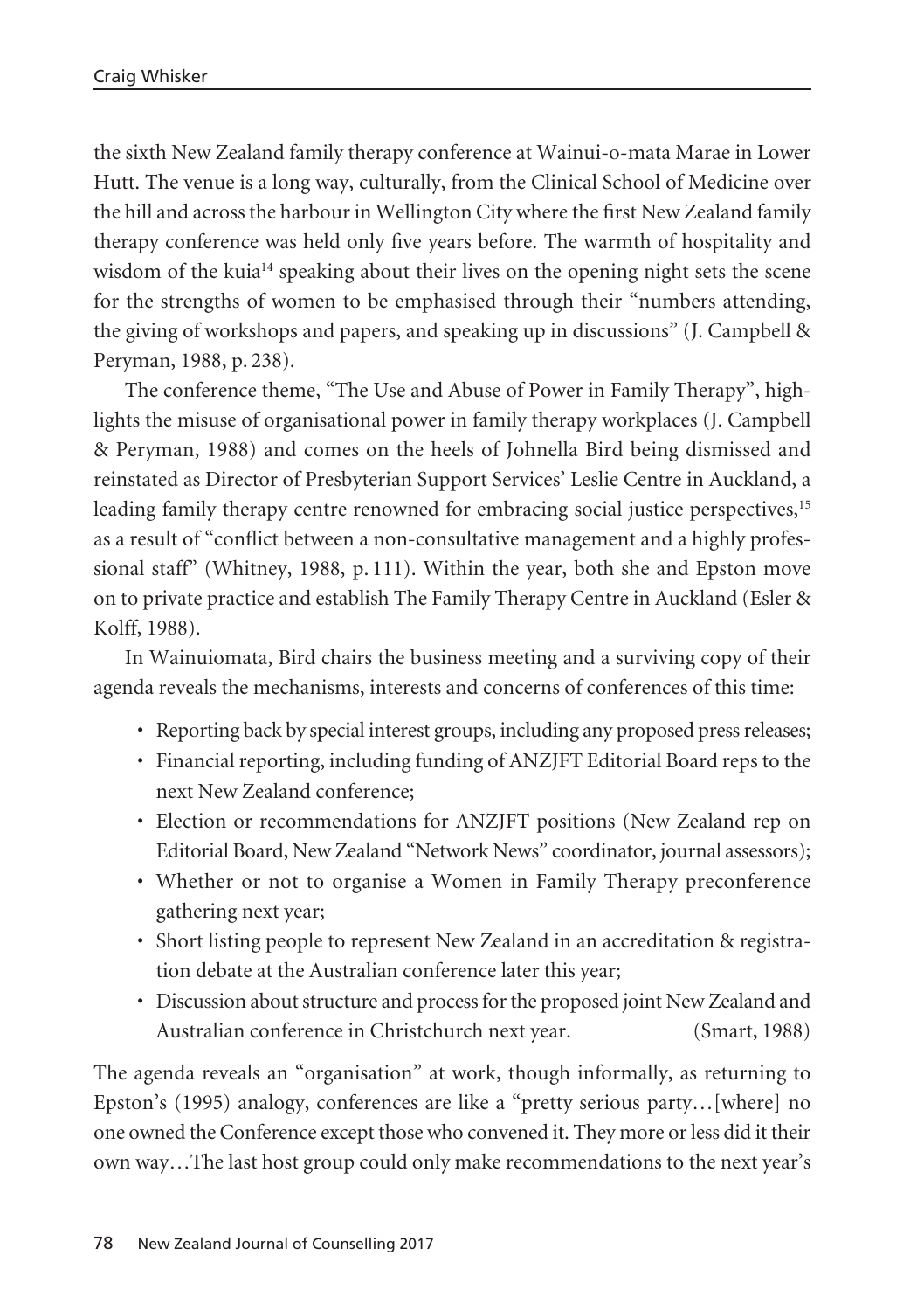the sixth New Zealand family therapy conference at Wainui-o-mata Marae in Lower Hutt. The venue is a long way, culturally, from the Clinical School of Medicine over the hill and across the harbour in Wellington City where the first New Zealand family therapy conference was held only five years before. The warmth of hospitality and wisdom of the kuia[14] speaking about their lives on the opening night sets the scene for the strengths of women to be emphasised through their "numbers attending, the giving of workshops and papers, and speaking up in discussions" (J. Campbell & Peryman, 1988, p. 238).

The conference theme, "The Use and Abuse of Power in Family Therapy", highlights the misuse of organisational power in family therapy workplaces (J. Campbell & Peryman, 1988) and comes on the heels of Johnella Bird being dismissed and reinstated as Director of Presbyterian Support Services' Leslie Centre in Auckland, a leading family therapy centre renowned for embracing social justice perspectives,[15] as a result of "conflict between a non-consultative management and a highly professional staff" (Whitney, 1988, p. 111). Within the year, both she and Epston move on to private practice and establish The Family Therapy Centre in Auckland (Esler & Kolff, 1988).

In Wainuiomata, Bird chairs the business meeting and a surviving copy of their agenda reveals the mechanisms, interests and concerns of conferences of this time:

- Reporting back by special interest groups, including any proposed press releases;
- Financial reporting, including funding of ANZJFT Editorial Board reps to the next New Zealand conference;
- Election or recommendations for ANZJFT positions (New Zealand rep on Editorial Board, New Zealand "Network News" coordinator, journal assessors);
- Whether or not to organise a Women in Family Therapy preconference gathering next year;
- Short listing people to represent New Zealand in an accreditation & registration debate at the Australian conference later this year;
- Discussion about structure and process for the proposed joint New Zealand and Australian conference in Christchurch next year. (Smart, 1988)

The agenda reveals an "organisation" at work, though informally, as returning to Epston's (1995) analogy, conferences are like a "pretty serious party…[where] no one owned the Conference except those who convened it. They more or less did it their own way…The last host group could only make recommendations to the next year's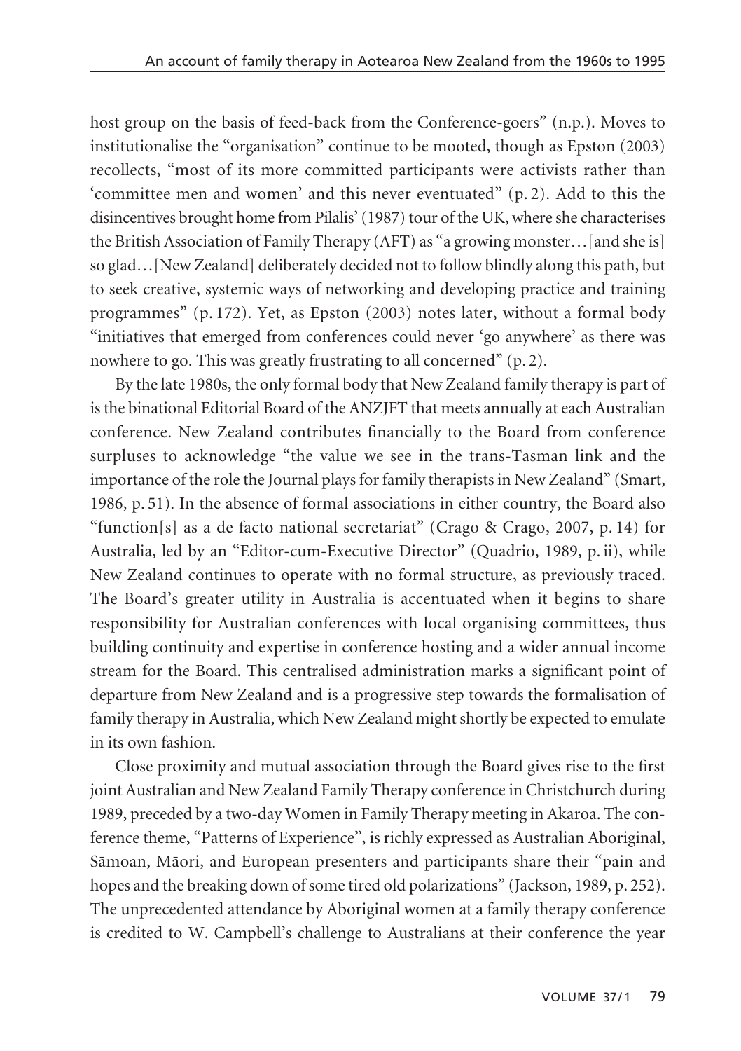host group on the basis of feed-back from the Conference-goers" (n.p.). Moves to institutionalise the "organisation" continue to be mooted, though as Epston (2003) recollects, "most of its more committed participants were activists rather than 'committee men and women' and this never eventuated" (p. 2). Add to this the disincentives brought home from Pilalis' (1987) tour of the UK, where she characterises the British Association of Family Therapy (AFT) as "a growing monster…[and she is] so glad…[New Zealand] deliberately decided <u>not</u> to follow blindly along this path, but to seek creative, systemic ways of networking and developing practice and training programmes" (p. 172). Yet, as Epston (2003) notes later, without a formal body "initiatives that emerged from conferences could never 'go anywhere' as there was nowhere to go. This was greatly frustrating to all concerned" (p. 2).

By the late 1980s, the only formal body that New Zealand family therapy is part of is the binational Editorial Board of the ANZJFT that meets annually at each Australian conference. New Zealand contributes financially to the Board from conference surpluses to acknowledge "the value we see in the trans-Tasman link and the importance of the role the Journal plays for family therapists in New Zealand" (Smart, 1986, p. 51). In the absence of formal associations in either country, the Board also "function[s] as a de facto national secretariat" (Crago & Crago, 2007, p. 14) for Australia, led by an "Editor-cum-Executive Director" (Quadrio, 1989, p. ii), while New Zealand continues to operate with no formal structure, as previously traced. The Board's greater utility in Australia is accentuated when it begins to share responsibility for Australian conferences with local organising committees, thus building continuity and expertise in conference hosting and a wider annual income stream for the Board. This centralised administration marks a significant point of departure from New Zealand and is a progressive step towards the formalisation of family therapy in Australia, which New Zealand might shortly be expected to emulate in its own fashion.

Close proximity and mutual association through the Board gives rise to the first joint Australian and New Zealand Family Therapy conference in Christchurch during 1989, preceded by a two-day Women in Family Therapy meeting in Akaroa. The conference theme, "Patterns of Experience", is richly expressed as Australian Aboriginal, Sāmoan, Māori, and European presenters and participants share their "pain and hopes and the breaking down of some tired old polarizations" (Jackson, 1989, p. 252). The unprecedented attendance by Aboriginal women at a family therapy conference is credited to W. Campbell's challenge to Australians at their conference the year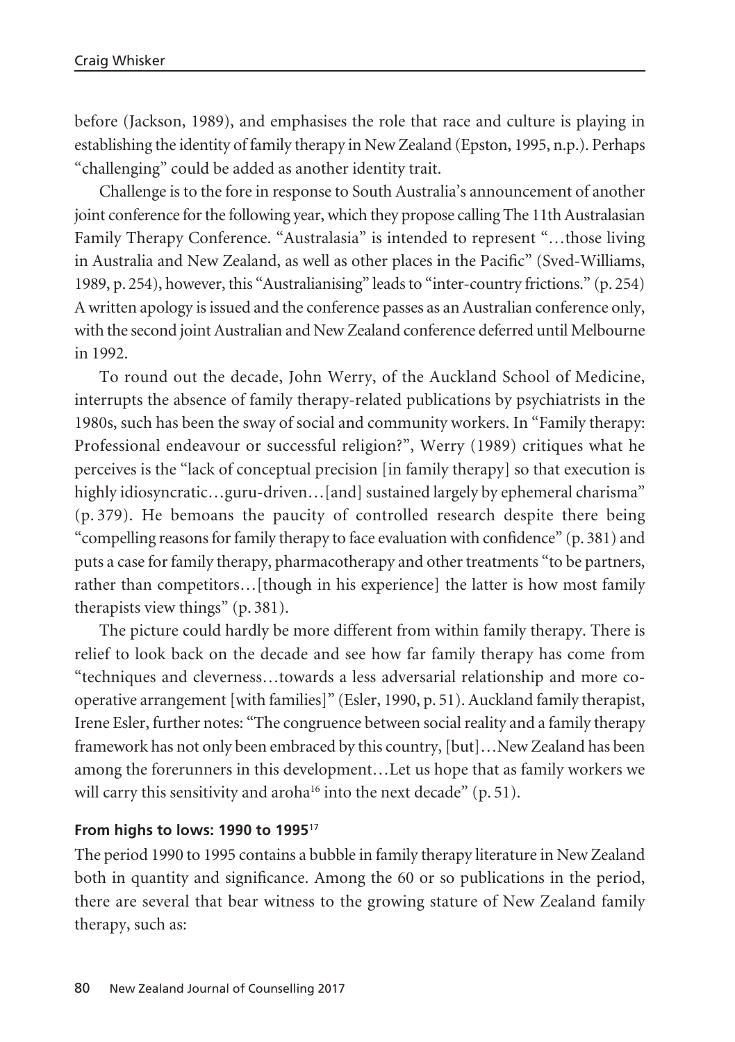before (Jackson, 1989), and emphasises the role that race and culture is playing in establishing the identity of family therapy in New Zealand (Epston, 1995, n.p.). Perhaps "challenging" could be added as another identity trait.

Challenge is to the fore in response to South Australia's announcement of another joint conference for the following year, which they propose calling The 11th Australasian Family Therapy Conference. "Australasia" is intended to represent "…those living in Australia and New Zealand, as well as other places in the Pacific" (Sved-Williams, 1989, p. 254), however, this "Australianising" leads to "inter-country frictions." (p. 254) A written apology is issued and the conference passes as an Australian conference only, with the second joint Australian and New Zealand conference deferred until Melbourne in 1992.

To round out the decade, John Werry, of the Auckland School of Medicine, interrupts the absence of family therapy-related publications by psychiatrists in the 1980s, such has been the sway of social and community workers. In "Family therapy: Professional endeavour or successful religion?", Werry (1989) critiques what he perceives is the "lack of conceptual precision [in family therapy] so that execution is highly idiosyncratic…guru-driven…[and] sustained largely by ephemeral charisma" (p. 379). He bemoans the paucity of controlled research despite there being "compelling reasons for family therapy to face evaluation with confidence" (p. 381) and puts a case for family therapy, pharmacotherapy and other treatments "to be partners, rather than competitors…[though in his experience] the latter is how most family therapists view things" (p. 381).

The picture could hardly be more different from within family therapy. There is relief to look back on the decade and see how far family therapy has come from "techniques and cleverness…towards a less adversarial relationship and more co-operative arrangement [with families]" (Esler, 1990, p. 51). Auckland family therapist, Irene Esler, further notes: "The congruence between social reality and a family therapy framework has not only been embraced by this country, [but]…New Zealand has been among the forerunners in this development…Let us hope that as family workers we will carry this sensitivity and aroha[16] into the next decade" (p. 51).

#### From highs to lows: 1990 to 1995[17]

The period 1990 to 1995 contains a bubble in family therapy literature in New Zealand both in quantity and significance. Among the 60 or so publications in the period, there are several that bear witness to the growing stature of New Zealand family therapy, such as: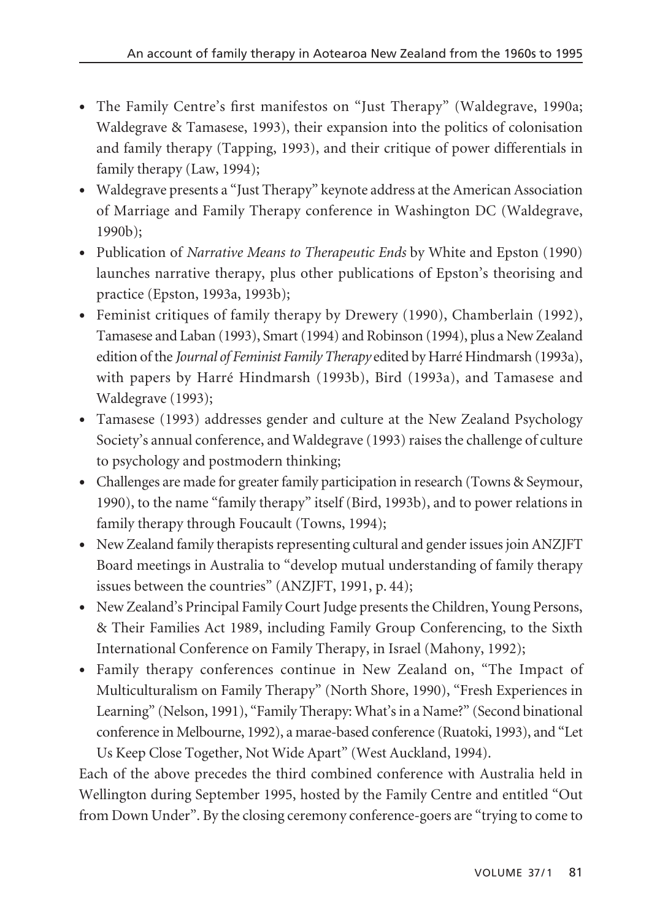- The Family Centre's first manifestos on "Just Therapy" (Waldegrave, 1990a; Waldegrave & Tamasese, 1993), their expansion into the politics of colonisation and family therapy (Tapping, 1993), and their critique of power differentials in family therapy (Law, 1994);
- Waldegrave presents a "Just Therapy" keynote address at the American Association of Marriage and Family Therapy conference in Washington DC (Waldegrave, 1990b);
- Publication of *Narrative Means to Therapeutic Ends* by White and Epston (1990) launches narrative therapy, plus other publications of Epston's theorising and practice (Epston, 1993a, 1993b);
- Feminist critiques of family therapy by Drewery (1990), Chamberlain (1992), Tamasese and Laban (1993), Smart (1994) and Robinson (1994), plus a New Zealand edition of the *Journal of Feminist Family Therapy* edited by Harré Hindmarsh (1993a), with papers by Harré Hindmarsh (1993b), Bird (1993a), and Tamasese and Waldegrave (1993);
- Tamasese (1993) addresses gender and culture at the New Zealand Psychology Society's annual conference, and Waldegrave (1993) raises the challenge of culture to psychology and postmodern thinking;
- Challenges are made for greater family participation in research (Towns & Seymour, 1990), to the name "family therapy" itself (Bird, 1993b), and to power relations in family therapy through Foucault (Towns, 1994);
- New Zealand family therapists representing cultural and gender issues join ANZJFT Board meetings in Australia to "develop mutual understanding of family therapy issues between the countries" (ANZJFT, 1991, p. 44);
- New Zealand's Principal Family Court Judge presents the Children, Young Persons, & Their Families Act 1989, including Family Group Conferencing, to the Sixth International Conference on Family Therapy, in Israel (Mahony, 1992);
- Family therapy conferences continue in New Zealand on, "The Impact of Multiculturalism on Family Therapy" (North Shore, 1990), "Fresh Experiences in Learning" (Nelson, 1991), "Family Therapy: What's in a Name?" (Second binational conference in Melbourne, 1992), a marae-based conference (Ruatoki, 1993), and "Let Us Keep Close Together, Not Wide Apart" (West Auckland, 1994).

Each of the above precedes the third combined conference with Australia held in Wellington during September 1995, hosted by the Family Centre and entitled "Out from Down Under". By the closing ceremony conference-goers are "trying to come to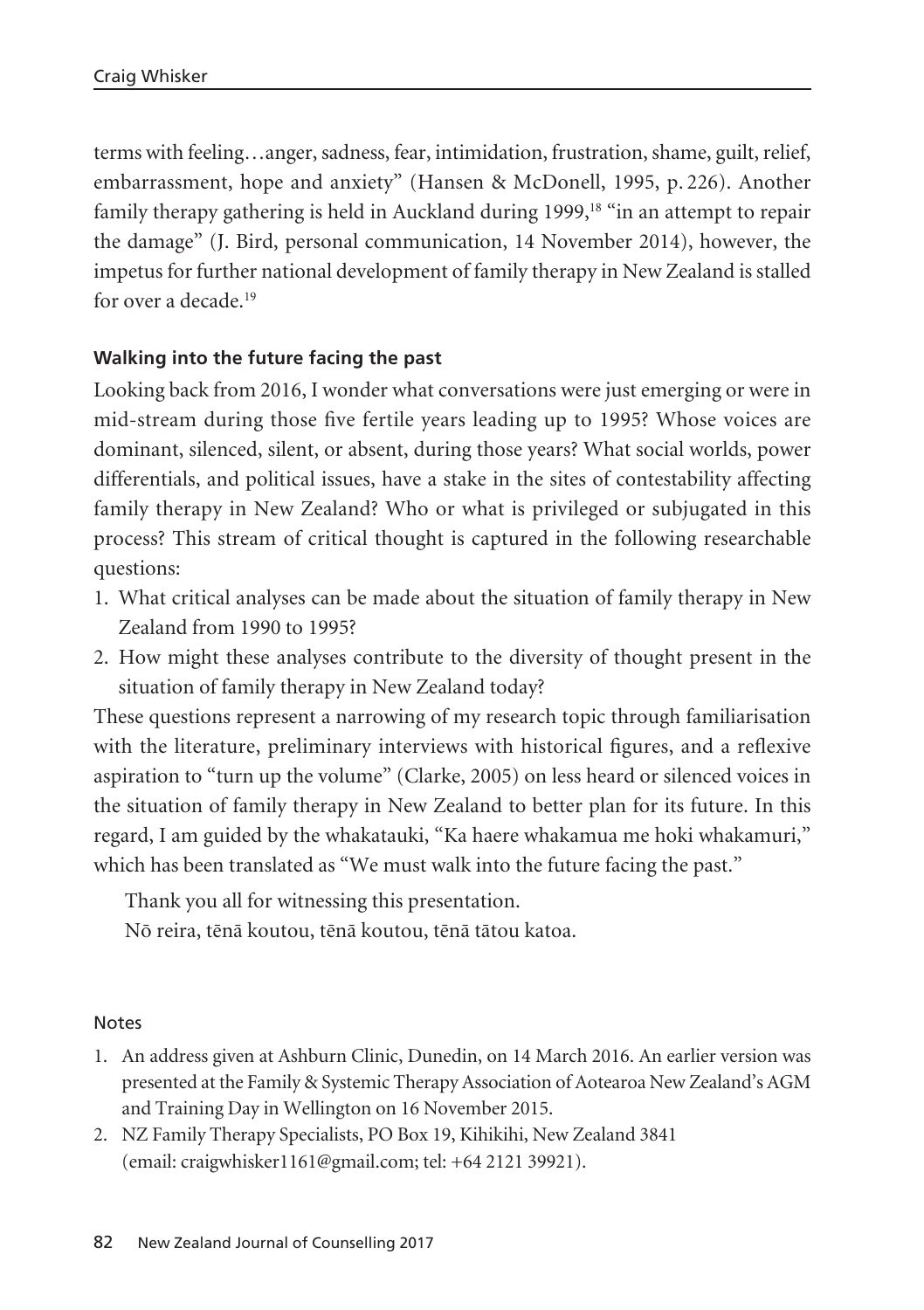terms with feeling…anger, sadness, fear, intimidation, frustration, shame, guilt, relief, embarrassment, hope and anxiety" (Hansen & McDonell, 1995, p. 226). Another family therapy gathering is held in Auckland during 1999,[18] "in an attempt to repair the damage" (J. Bird, personal communication, 14 November 2014), however, the impetus for further national development of family therapy in New Zealand is stalled for over a decade.[19]

### Walking into the future facing the past

Looking back from 2016, I wonder what conversations were just emerging or were in mid-stream during those five fertile years leading up to 1995? Whose voices are dominant, silenced, silent, or absent, during those years? What social worlds, power differentials, and political issues, have a stake in the sites of contestability affecting family therapy in New Zealand? Who or what is privileged or subjugated in this process? This stream of critical thought is captured in the following researchable questions:

1. What critical analyses can be made about the situation of family therapy in New Zealand from 1990 to 1995?
2. How might these analyses contribute to the diversity of thought present in the situation of family therapy in New Zealand today?

These questions represent a narrowing of my research topic through familiarisation with the literature, preliminary interviews with historical figures, and a reflexive aspiration to "turn up the volume" (Clarke, 2005) on less heard or silenced voices in the situation of family therapy in New Zealand to better plan for its future. In this regard, I am guided by the whakatauki, "Ka haere whakamua me hoki whakamuri," which has been translated as "We must walk into the future facing the past."

Thank you all for witnessing this presentation.

Nō reira, tēnā koutou, tēnā koutou, tēnā tātou katoa.

#### Notes

1. An address given at Ashburn Clinic, Dunedin, on 14 March 2016. An earlier version was presented at the Family & Systemic Therapy Association of Aotearoa New Zealand's AGM and Training Day in Wellington on 16 November 2015.
2. NZ Family Therapy Specialists, PO Box 19, Kihikihi, New Zealand 3841 (email: craigwhisker1161@gmail.com; tel: +64 2121 39921).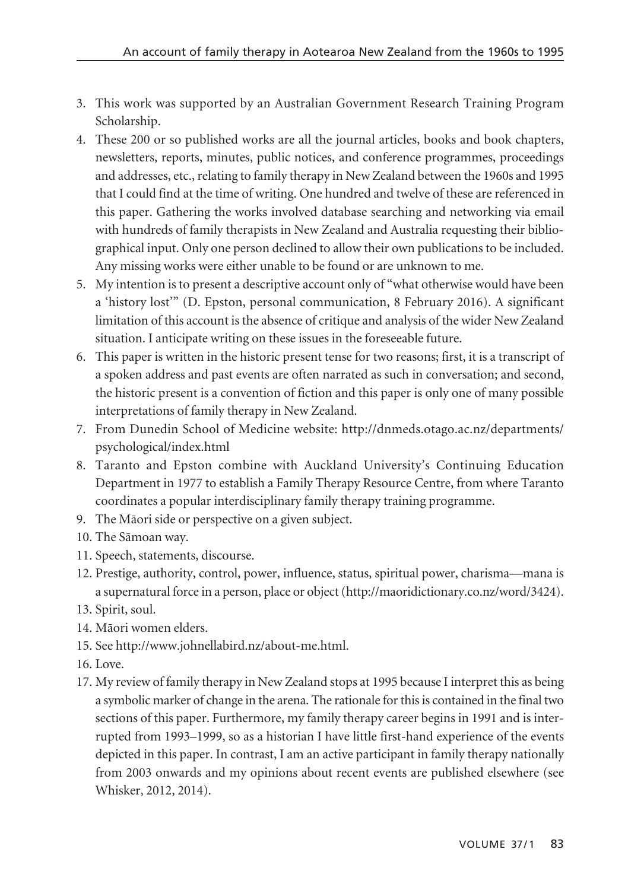3. This work was supported by an Australian Government Research Training Program Scholarship.
4. These 200 or so published works are all the journal articles, books and book chapters, newsletters, reports, minutes, public notices, and conference programmes, proceedings and addresses, etc., relating to family therapy in New Zealand between the 1960s and 1995 that I could find at the time of writing. One hundred and twelve of these are referenced in this paper. Gathering the works involved database searching and networking via email with hundreds of family therapists in New Zealand and Australia requesting their bibliographical input. Only one person declined to allow their own publications to be included. Any missing works were either unable to be found or are unknown to me.
5. My intention is to present a descriptive account only of "what otherwise would have been a 'history lost'" (D. Epston, personal communication, 8 February 2016). A significant limitation of this account is the absence of critique and analysis of the wider New Zealand situation. I anticipate writing on these issues in the foreseeable future.
6. This paper is written in the historic present tense for two reasons; first, it is a transcript of a spoken address and past events are often narrated as such in conversation; and second, the historic present is a convention of fiction and this paper is only one of many possible interpretations of family therapy in New Zealand.
7. From Dunedin School of Medicine website: http://dnmeds.otago.ac.nz/departments/psychological/index.html
8. Taranto and Epston combine with Auckland University's Continuing Education Department in 1977 to establish a Family Therapy Resource Centre, from where Taranto coordinates a popular interdisciplinary family therapy training programme.
9. The Māori side or perspective on a given subject.
10. The Sāmoan way.
11. Speech, statements, discourse.
12. Prestige, authority, control, power, influence, status, spiritual power, charisma—mana is a supernatural force in a person, place or object (http://maoridictionary.co.nz/word/3424).
13. Spirit, soul.
14. Māori women elders.
15. See http://www.johnellabird.nz/about-me.html.
16. Love.
17. My review of family therapy in New Zealand stops at 1995 because I interpret this as being a symbolic marker of change in the arena. The rationale for this is contained in the final two sections of this paper. Furthermore, my family therapy career begins in 1991 and is interrupted from 1993–1999, so as a historian I have little first-hand experience of the events depicted in this paper. In contrast, I am an active participant in family therapy nationally from 2003 onwards and my opinions about recent events are published elsewhere (see Whisker, 2012, 2014).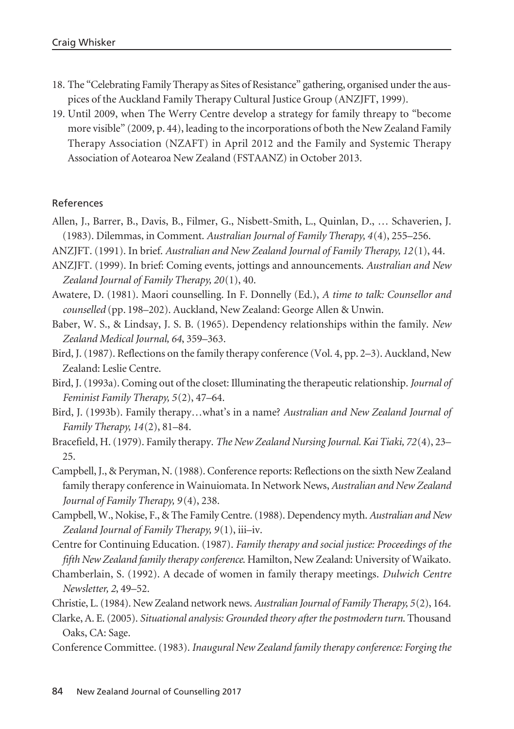18. The "Celebrating Family Therapy as Sites of Resistance" gathering, organised under the auspices of the Auckland Family Therapy Cultural Justice Group (ANZJFT, 1999).
19. Until 2009, when The Werry Centre develop a strategy for family threapy to "become more visible" (2009, p. 44), leading to the incorporations of both the New Zealand Family Therapy Association (NZAFT) in April 2012 and the Family and Systemic Therapy Association of Aotearoa New Zealand (FSTAANZ) in October 2013.

## References

Allen, J., Barrer, B., Davis, B., Filmer, G., Nisbett-Smith, L., Quinlan, D., … Schaverien, J. (1983). Dilemmas, in Comment. *Australian Journal of Family Therapy, 4*(4), 255–256.

ANZJFT. (1991). In brief. *Australian and New Zealand Journal of Family Therapy, 12*(1), 44.

ANZJFT. (1999). In brief: Coming events, jottings and announcements. *Australian and New Zealand Journal of Family Therapy, 20*(1), 40.

Awatere, D. (1981). Maori counselling. In F. Donnelly (Ed.), *A time to talk: Counsellor and counselled* (pp. 198–202). Auckland, New Zealand: George Allen & Unwin.

Baber, W. S., & Lindsay, J. S. B. (1965). Dependency relationships within the family. *New Zealand Medical Journal, 64*, 359–363.

Bird, J. (1987). Reflections on the family therapy conference (Vol. 4, pp. 2–3). Auckland, New Zealand: Leslie Centre.

Bird, J. (1993a). Coming out of the closet: Illuminating the therapeutic relationship. *Journal of Feminist Family Therapy, 5*(2), 47–64.

Bird, J. (1993b). Family therapy…what's in a name? *Australian and New Zealand Journal of Family Therapy, 14*(2), 81–84.

Bracefield, H. (1979). Family therapy. *The New Zealand Nursing Journal. Kai Tiaki, 72*(4), 23–25.

Campbell, J., & Peryman, N. (1988). Conference reports: Reflections on the sixth New Zealand family therapy conference in Wainuiomata. In Network News, *Australian and New Zealand Journal of Family Therapy, 9*(4), 238.

Campbell, W., Nokise, F., & The Family Centre. (1988). Dependency myth. *Australian and New Zealand Journal of Family Therapy, 9*(1), iii–iv.

Centre for Continuing Education. (1987). *Family therapy and social justice: Proceedings of the fifth New Zealand family therapy conference.* Hamilton, New Zealand: University of Waikato.

Chamberlain, S. (1992). A decade of women in family therapy meetings. *Dulwich Centre Newsletter, 2*, 49–52.

Christie, L. (1984). New Zealand network news. *Australian Journal of Family Therapy, 5*(2), 164.

Clarke, A. E. (2005). *Situational analysis: Grounded theory after the postmodern turn.* Thousand Oaks, CA: Sage.

Conference Committee. (1983). *Inaugural New Zealand family therapy conference: Forging the*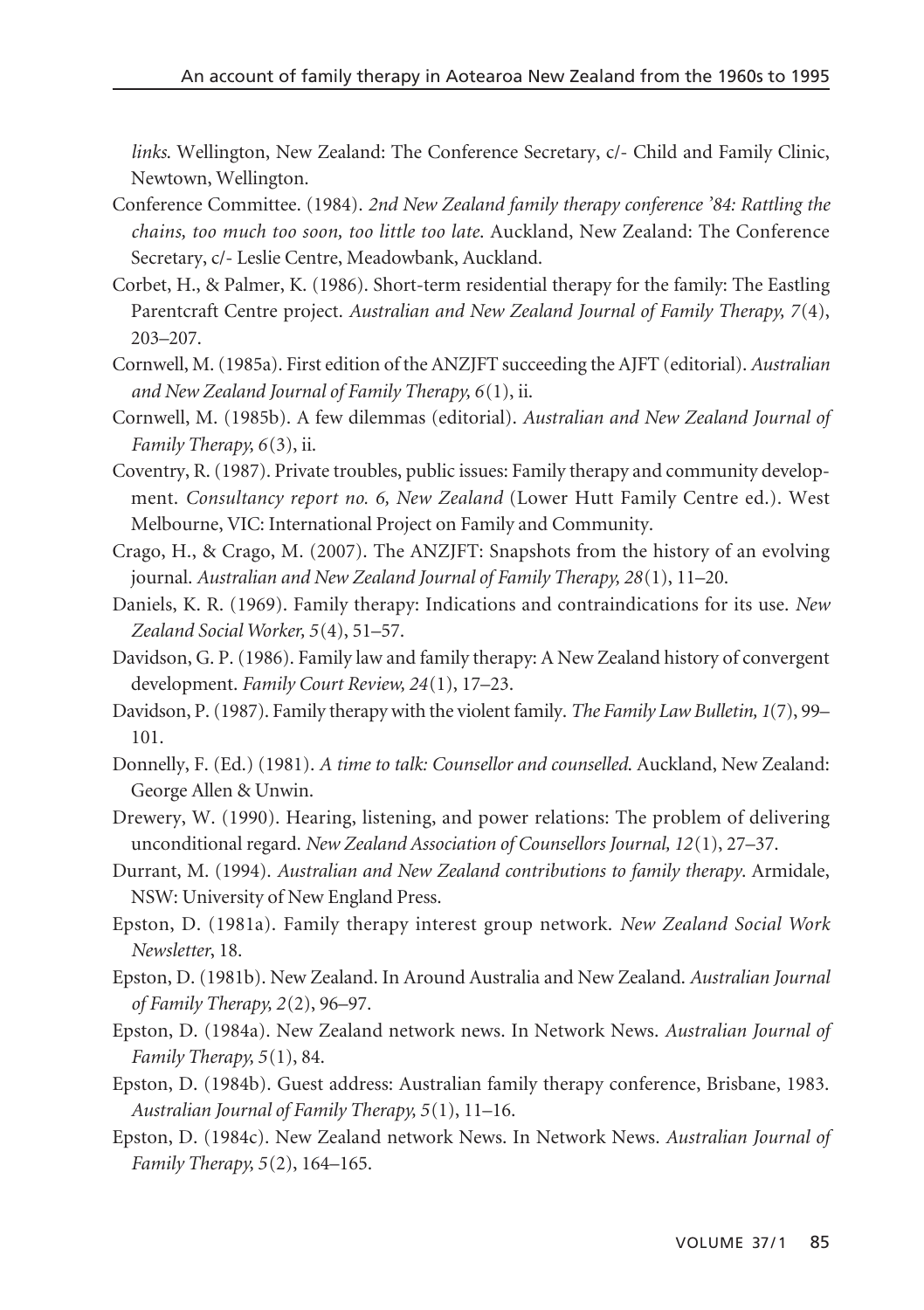*links*. Wellington, New Zealand: The Conference Secretary, c/- Child and Family Clinic, Newtown, Wellington.

Conference Committee. (1984). *2nd New Zealand family therapy conference '84: Rattling the chains, too much too soon, too little too late*. Auckland, New Zealand: The Conference Secretary, c/- Leslie Centre, Meadowbank, Auckland.

Corbet, H., & Palmer, K. (1986). Short-term residential therapy for the family: The Eastling Parentcraft Centre project. *Australian and New Zealand Journal of Family Therapy, 7*(4), 203–207.

Cornwell, M. (1985a). First edition of the ANZJFT succeeding the AJFT (editorial). *Australian and New Zealand Journal of Family Therapy, 6*(1), ii.

Cornwell, M. (1985b). A few dilemmas (editorial). *Australian and New Zealand Journal of Family Therapy, 6*(3), ii.

Coventry, R. (1987). Private troubles, public issues: Family therapy and community development. *Consultancy report no. 6, New Zealand* (Lower Hutt Family Centre ed.). West Melbourne, VIC: International Project on Family and Community.

Crago, H., & Crago, M. (2007). The ANZJFT: Snapshots from the history of an evolving journal. *Australian and New Zealand Journal of Family Therapy, 28*(1), 11–20.

Daniels, K. R. (1969). Family therapy: Indications and contraindications for its use. *New Zealand Social Worker, 5*(4), 51–57.

Davidson, G. P. (1986). Family law and family therapy: A New Zealand history of convergent development. *Family Court Review, 24*(1), 17–23.

Davidson, P. (1987). Family therapy with the violent family. *The Family Law Bulletin, 1*(7), 99–101.

Donnelly, F. (Ed.) (1981). *A time to talk: Counsellor and counselled*. Auckland, New Zealand: George Allen & Unwin.

Drewery, W. (1990). Hearing, listening, and power relations: The problem of delivering unconditional regard. *New Zealand Association of Counsellors Journal, 12*(1), 27–37.

Durrant, M. (1994). *Australian and New Zealand contributions to family therapy*. Armidale, NSW: University of New England Press.

Epston, D. (1981a). Family therapy interest group network. *New Zealand Social Work Newsletter*, 18.

Epston, D. (1981b). New Zealand. In Around Australia and New Zealand. *Australian Journal of Family Therapy, 2*(2), 96–97.

Epston, D. (1984a). New Zealand network news. In Network News. *Australian Journal of Family Therapy, 5*(1), 84.

Epston, D. (1984b). Guest address: Australian family therapy conference, Brisbane, 1983. *Australian Journal of Family Therapy, 5*(1), 11–16.

Epston, D. (1984c). New Zealand network News. In Network News. *Australian Journal of Family Therapy, 5*(2), 164–165.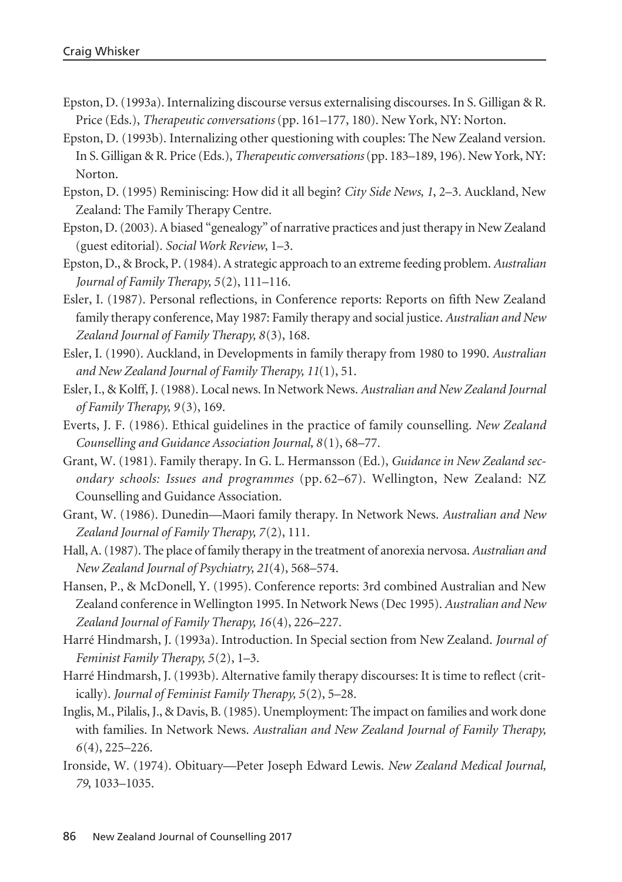Epston, D. (1993a). Internalizing discourse versus externalising discourses. In S. Gilligan & R. Price (Eds.), *Therapeutic conversations* (pp. 161–177, 180). New York, NY: Norton.

Epston, D. (1993b). Internalizing other questioning with couples: The New Zealand version. In S. Gilligan & R. Price (Eds.), *Therapeutic conversations* (pp. 183–189, 196). New York, NY: Norton.

Epston, D. (1995) Reminiscing: How did it all begin? *City Side News, 1*, 2–3. Auckland, New Zealand: The Family Therapy Centre.

Epston, D. (2003). A biased "genealogy" of narrative practices and just therapy in New Zealand (guest editorial). *Social Work Review*, 1–3.

Epston, D., & Brock, P. (1984). A strategic approach to an extreme feeding problem. *Australian Journal of Family Therapy, 5*(2), 111–116.

Esler, I. (1987). Personal reflections, in Conference reports: Reports on fifth New Zealand family therapy conference, May 1987: Family therapy and social justice. *Australian and New Zealand Journal of Family Therapy, 8*(3), 168.

Esler, I. (1990). Auckland, in Developments in family therapy from 1980 to 1990. *Australian and New Zealand Journal of Family Therapy, 11*(1), 51.

Esler, I., & Kolff, J. (1988). Local news. In Network News. *Australian and New Zealand Journal of Family Therapy, 9*(3), 169.

Everts, J. F. (1986). Ethical guidelines in the practice of family counselling. *New Zealand Counselling and Guidance Association Journal, 8*(1), 68–77.

Grant, W. (1981). Family therapy. In G. L. Hermansson (Ed.), *Guidance in New Zealand secondary schools: Issues and programmes* (pp. 62–67). Wellington, New Zealand: NZ Counselling and Guidance Association.

Grant, W. (1986). Dunedin—Maori family therapy. In Network News. *Australian and New Zealand Journal of Family Therapy, 7*(2), 111.

Hall, A. (1987). The place of family therapy in the treatment of anorexia nervosa. *Australian and New Zealand Journal of Psychiatry, 21*(4), 568–574.

Hansen, P., & McDonell, Y. (1995). Conference reports: 3rd combined Australian and New Zealand conference in Wellington 1995. In Network News (Dec 1995). *Australian and New Zealand Journal of Family Therapy, 16*(4), 226–227.

Harré Hindmarsh, J. (1993a). Introduction. In Special section from New Zealand. *Journal of Feminist Family Therapy, 5*(2), 1–3.

Harré Hindmarsh, J. (1993b). Alternative family therapy discourses: It is time to reflect (critically). *Journal of Feminist Family Therapy, 5*(2), 5–28.

Inglis, M., Pilalis, J., & Davis, B. (1985). Unemployment: The impact on families and work done with families. In Network News. *Australian and New Zealand Journal of Family Therapy, 6*(4), 225–226.

Ironside, W. (1974). Obituary—Peter Joseph Edward Lewis. *New Zealand Medical Journal, 79*, 1033–1035.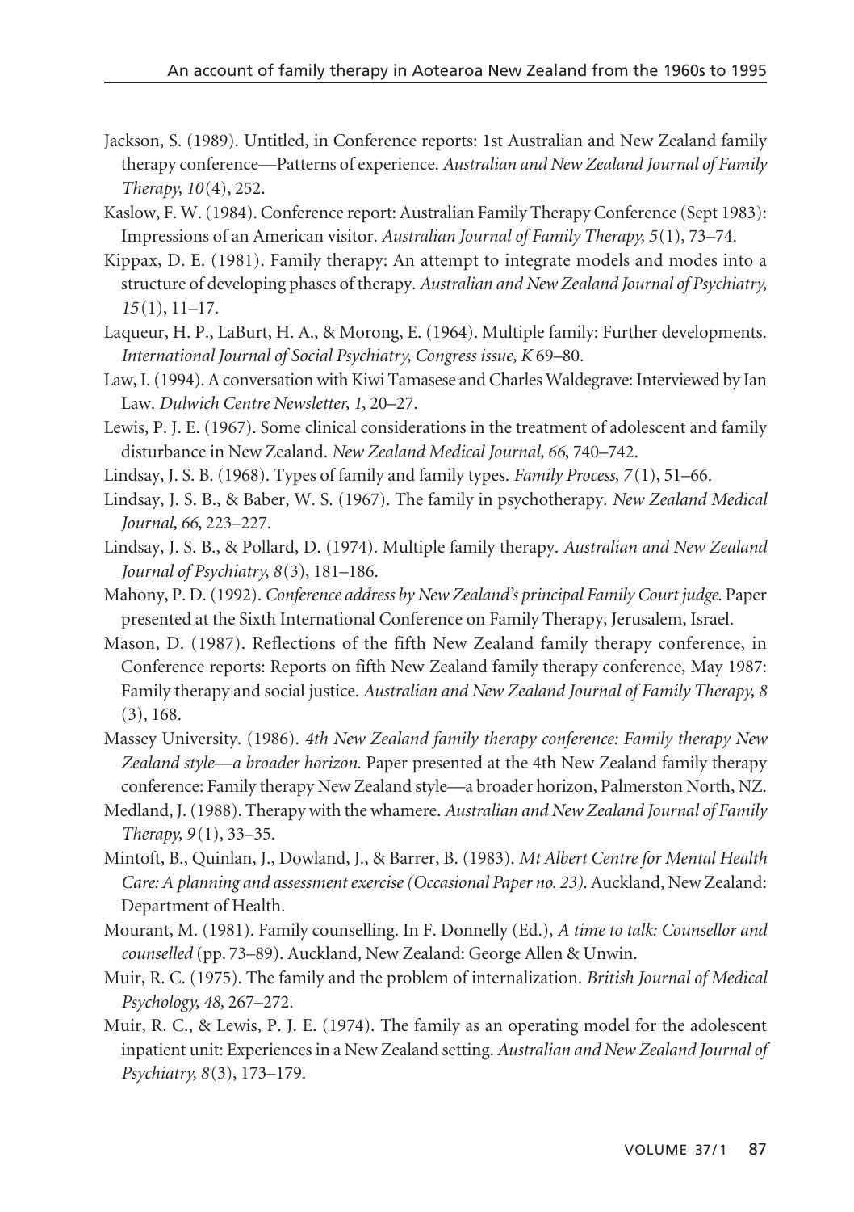Jackson, S. (1989). Untitled, in Conference reports: 1st Australian and New Zealand family therapy conference—Patterns of experience. *Australian and New Zealand Journal of Family Therapy, 10*(4), 252.

Kaslow, F. W. (1984). Conference report: Australian Family Therapy Conference (Sept 1983): Impressions of an American visitor. *Australian Journal of Family Therapy, 5*(1), 73–74.

Kippax, D. E. (1981). Family therapy: An attempt to integrate models and modes into a structure of developing phases of therapy. *Australian and New Zealand Journal of Psychiatry, 15*(1), 11–17.

Laqueur, H. P., LaBurt, H. A., & Morong, E. (1964). Multiple family: Further developments. *International Journal of Social Psychiatry, Congress issue, K* 69–80.

Law, I. (1994). A conversation with Kiwi Tamasese and Charles Waldegrave: Interviewed by Ian Law. *Dulwich Centre Newsletter, 1*, 20–27.

Lewis, P. J. E. (1967). Some clinical considerations in the treatment of adolescent and family disturbance in New Zealand. *New Zealand Medical Journal, 66*, 740–742.

Lindsay, J. S. B. (1968). Types of family and family types. *Family Process, 7*(1), 51–66.

Lindsay, J. S. B., & Baber, W. S. (1967). The family in psychotherapy. *New Zealand Medical Journal, 66*, 223–227.

Lindsay, J. S. B., & Pollard, D. (1974). Multiple family therapy. *Australian and New Zealand Journal of Psychiatry, 8*(3), 181–186.

Mahony, P. D. (1992). *Conference address by New Zealand's principal Family Court judge.* Paper presented at the Sixth International Conference on Family Therapy, Jerusalem, Israel.

Mason, D. (1987). Reflections of the fifth New Zealand family therapy conference, in Conference reports: Reports on fifth New Zealand family therapy conference, May 1987: Family therapy and social justice. *Australian and New Zealand Journal of Family Therapy, 8* (3), 168.

Massey University. (1986). *4th New Zealand family therapy conference: Family therapy New Zealand style—a broader horizon.* Paper presented at the 4th New Zealand family therapy conference: Family therapy New Zealand style—a broader horizon, Palmerston North, NZ.

Medland, J. (1988). Therapy with the whamere. *Australian and New Zealand Journal of Family Therapy, 9*(1), 33–35.

Mintoft, B., Quinlan, J., Dowland, J., & Barrer, B. (1983). *Mt Albert Centre for Mental Health Care: A planning and assessment exercise (Occasional Paper no. 23).* Auckland, New Zealand: Department of Health.

Mourant, M. (1981). Family counselling. In F. Donnelly (Ed.), *A time to talk: Counsellor and counselled* (pp. 73–89). Auckland, New Zealand: George Allen & Unwin.

Muir, R. C. (1975). The family and the problem of internalization. *British Journal of Medical Psychology, 48,* 267–272.

Muir, R. C., & Lewis, P. J. E. (1974). The family as an operating model for the adolescent inpatient unit: Experiences in a New Zealand setting. *Australian and New Zealand Journal of Psychiatry, 8*(3), 173–179.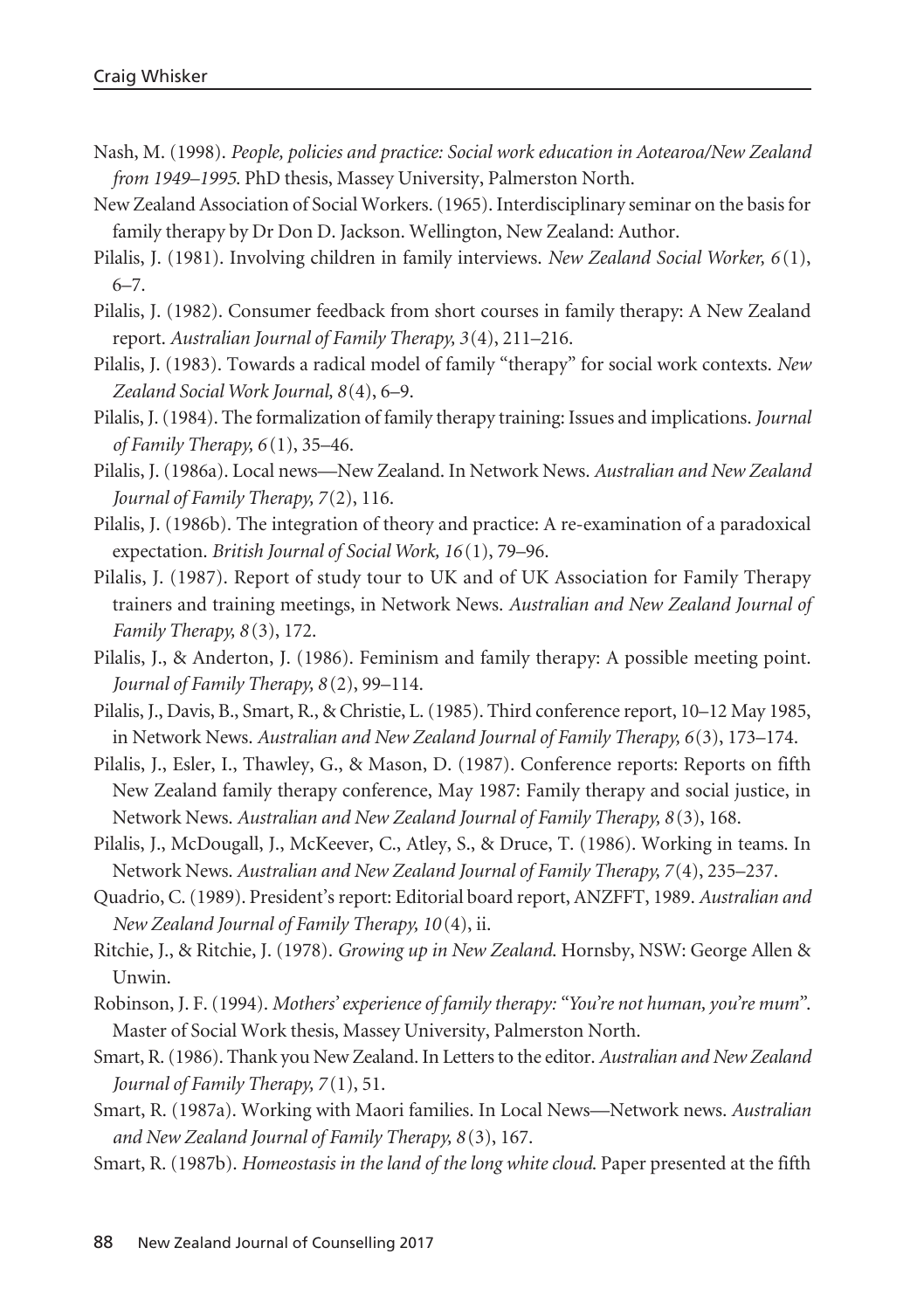Nash, M. (1998). *People, policies and practice: Social work education in Aotearoa/New Zealand from 1949–1995*. PhD thesis, Massey University, Palmerston North.

New Zealand Association of Social Workers. (1965). Interdisciplinary seminar on the basis for family therapy by Dr Don D. Jackson. Wellington, New Zealand: Author.

Pilalis, J. (1981). Involving children in family interviews. *New Zealand Social Worker, 6*(1), 6–7.

Pilalis, J. (1982). Consumer feedback from short courses in family therapy: A New Zealand report. *Australian Journal of Family Therapy, 3*(4), 211–216.

Pilalis, J. (1983). Towards a radical model of family "therapy" for social work contexts. *New Zealand Social Work Journal, 8*(4), 6–9.

Pilalis, J. (1984). The formalization of family therapy training: Issues and implications. *Journal of Family Therapy, 6*(1), 35–46.

Pilalis, J. (1986a). Local news—New Zealand. In Network News. *Australian and New Zealand Journal of Family Therapy, 7*(2), 116.

Pilalis, J. (1986b). The integration of theory and practice: A re-examination of a paradoxical expectation. *British Journal of Social Work, 16*(1), 79–96.

Pilalis, J. (1987). Report of study tour to UK and of UK Association for Family Therapy trainers and training meetings, in Network News. *Australian and New Zealand Journal of Family Therapy, 8*(3), 172.

Pilalis, J., & Anderton, J. (1986). Feminism and family therapy: A possible meeting point. *Journal of Family Therapy, 8*(2), 99–114.

Pilalis, J., Davis, B., Smart, R., & Christie, L. (1985). Third conference report, 10–12 May 1985, in Network News. *Australian and New Zealand Journal of Family Therapy, 6*(3), 173–174.

Pilalis, J., Esler, I., Thawley, G., & Mason, D. (1987). Conference reports: Reports on fifth New Zealand family therapy conference, May 1987: Family therapy and social justice, in Network News. *Australian and New Zealand Journal of Family Therapy, 8*(3), 168.

Pilalis, J., McDougall, J., McKeever, C., Atley, S., & Druce, T. (1986). Working in teams. In Network News. *Australian and New Zealand Journal of Family Therapy, 7*(4), 235–237.

Quadrio, C. (1989). President's report: Editorial board report, ANZFFT, 1989. *Australian and New Zealand Journal of Family Therapy, 10*(4), ii.

Ritchie, J., & Ritchie, J. (1978). *Growing up in New Zealand*. Hornsby, NSW: George Allen & Unwin.

Robinson, J. F. (1994). *Mothers' experience of family therapy: "You're not human, you're mum"*. Master of Social Work thesis, Massey University, Palmerston North.

Smart, R. (1986). Thank you New Zealand. In Letters to the editor. *Australian and New Zealand Journal of Family Therapy, 7*(1), 51.

Smart, R. (1987a). Working with Maori families. In Local News—Network news. *Australian and New Zealand Journal of Family Therapy, 8*(3), 167.

Smart, R. (1987b). *Homeostasis in the land of the long white cloud*. Paper presented at the fifth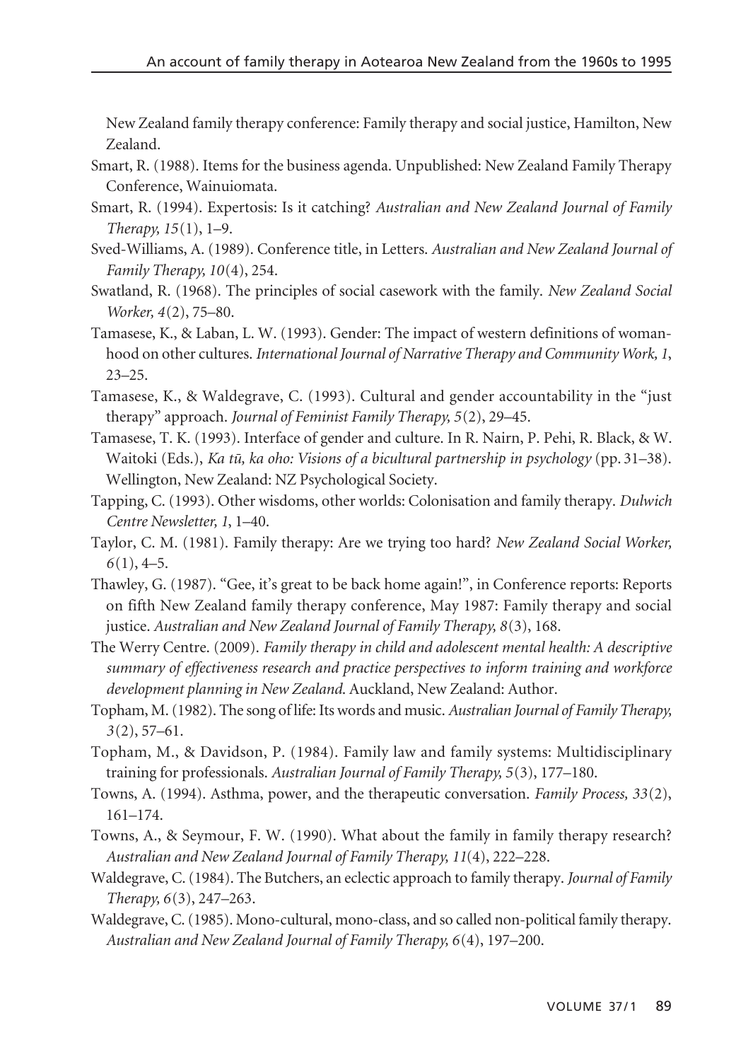New Zealand family therapy conference: Family therapy and social justice, Hamilton, New Zealand.

Smart, R. (1988). Items for the business agenda. Unpublished: New Zealand Family Therapy Conference, Wainuiomata.

Smart, R. (1994). Expertosis: Is it catching? *Australian and New Zealand Journal of Family Therapy, 15*(1), 1–9.

Sved-Williams, A. (1989). Conference title, in Letters. *Australian and New Zealand Journal of Family Therapy, 10*(4), 254.

Swatland, R. (1968). The principles of social casework with the family. *New Zealand Social Worker, 4*(2), 75–80.

Tamasese, K., & Laban, L. W. (1993). Gender: The impact of western definitions of womanhood on other cultures. *International Journal of Narrative Therapy and Community Work, 1*, 23–25.

Tamasese, K., & Waldegrave, C. (1993). Cultural and gender accountability in the "just therapy" approach. *Journal of Feminist Family Therapy, 5*(2), 29–45.

Tamasese, T. K. (1993). Interface of gender and culture. In R. Nairn, P. Pehi, R. Black, & W. Waitoki (Eds.), *Ka tū, ka oho: Visions of a bicultural partnership in psychology* (pp. 31–38). Wellington, New Zealand: NZ Psychological Society.

Tapping, C. (1993). Other wisdoms, other worlds: Colonisation and family therapy. *Dulwich Centre Newsletter, 1*, 1–40.

Taylor, C. M. (1981). Family therapy: Are we trying too hard? *New Zealand Social Worker, 6*(1), 4–5.

Thawley, G. (1987). "Gee, it's great to be back home again!", in Conference reports: Reports on fifth New Zealand family therapy conference, May 1987: Family therapy and social justice. *Australian and New Zealand Journal of Family Therapy, 8*(3), 168.

The Werry Centre. (2009). *Family therapy in child and adolescent mental health: A descriptive summary of effectiveness research and practice perspectives to inform training and workforce development planning in New Zealand*. Auckland, New Zealand: Author.

Topham, M. (1982). The song of life: Its words and music. *Australian Journal of Family Therapy, 3*(2), 57–61.

Topham, M., & Davidson, P. (1984). Family law and family systems: Multidisciplinary training for professionals. *Australian Journal of Family Therapy, 5*(3), 177–180.

Towns, A. (1994). Asthma, power, and the therapeutic conversation. *Family Process, 33*(2), 161–174.

Towns, A., & Seymour, F. W. (1990). What about the family in family therapy research? *Australian and New Zealand Journal of Family Therapy, 11*(4), 222–228.

Waldegrave, C. (1984). The Butchers, an eclectic approach to family therapy. *Journal of Family Therapy, 6*(3), 247–263.

Waldegrave, C. (1985). Mono-cultural, mono-class, and so called non-political family therapy. *Australian and New Zealand Journal of Family Therapy, 6*(4), 197–200.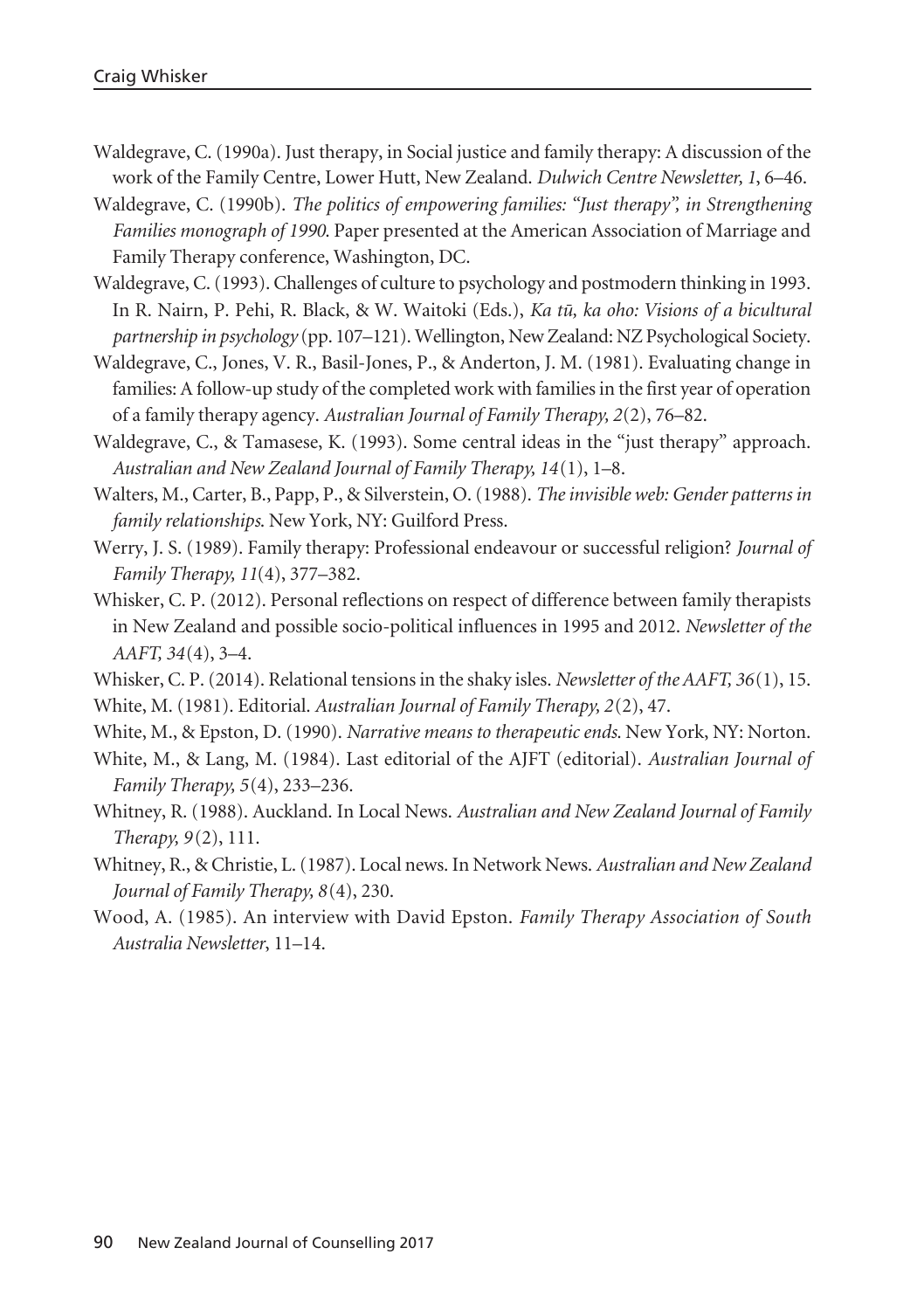Waldegrave, C. (1990a). Just therapy, in Social justice and family therapy: A discussion of the work of the Family Centre, Lower Hutt, New Zealand. *Dulwich Centre Newsletter, 1*, 6–46.

Waldegrave, C. (1990b). *The politics of empowering families: "Just therapy", in Strengthening Families monograph of 1990.* Paper presented at the American Association of Marriage and Family Therapy conference, Washington, DC.

Waldegrave, C. (1993). Challenges of culture to psychology and postmodern thinking in 1993. In R. Nairn, P. Pehi, R. Black, & W. Waitoki (Eds.), *Ka tū, ka oho: Visions of a bicultural partnership in psychology* (pp. 107–121). Wellington, New Zealand: NZ Psychological Society.

Waldegrave, C., Jones, V. R., Basil-Jones, P., & Anderton, J. M. (1981). Evaluating change in families: A follow-up study of the completed work with families in the first year of operation of a family therapy agency. *Australian Journal of Family Therapy, 2*(2), 76–82.

Waldegrave, C., & Tamasese, K. (1993). Some central ideas in the "just therapy" approach. *Australian and New Zealand Journal of Family Therapy, 14*(1), 1–8.

Walters, M., Carter, B., Papp, P., & Silverstein, O. (1988). *The invisible web: Gender patterns in family relationships.* New York, NY: Guilford Press.

Werry, J. S. (1989). Family therapy: Professional endeavour or successful religion? *Journal of Family Therapy, 11*(4), 377–382.

Whisker, C. P. (2012). Personal reflections on respect of difference between family therapists in New Zealand and possible socio-political influences in 1995 and 2012. *Newsletter of the AAFT, 34*(4), 3–4.

Whisker, C. P. (2014). Relational tensions in the shaky isles. *Newsletter of the AAFT, 36*(1), 15.

White, M. (1981). Editorial. *Australian Journal of Family Therapy, 2*(2), 47.

White, M., & Epston, D. (1990). *Narrative means to therapeutic ends.* New York, NY: Norton.

White, M., & Lang, M. (1984). Last editorial of the AJFT (editorial). *Australian Journal of Family Therapy, 5*(4), 233–236.

Whitney, R. (1988). Auckland. In Local News. *Australian and New Zealand Journal of Family Therapy, 9*(2), 111.

Whitney, R., & Christie, L. (1987). Local news. In Network News. *Australian and New Zealand Journal of Family Therapy, 8*(4), 230.

Wood, A. (1985). An interview with David Epston. *Family Therapy Association of South Australia Newsletter*, 11–14.